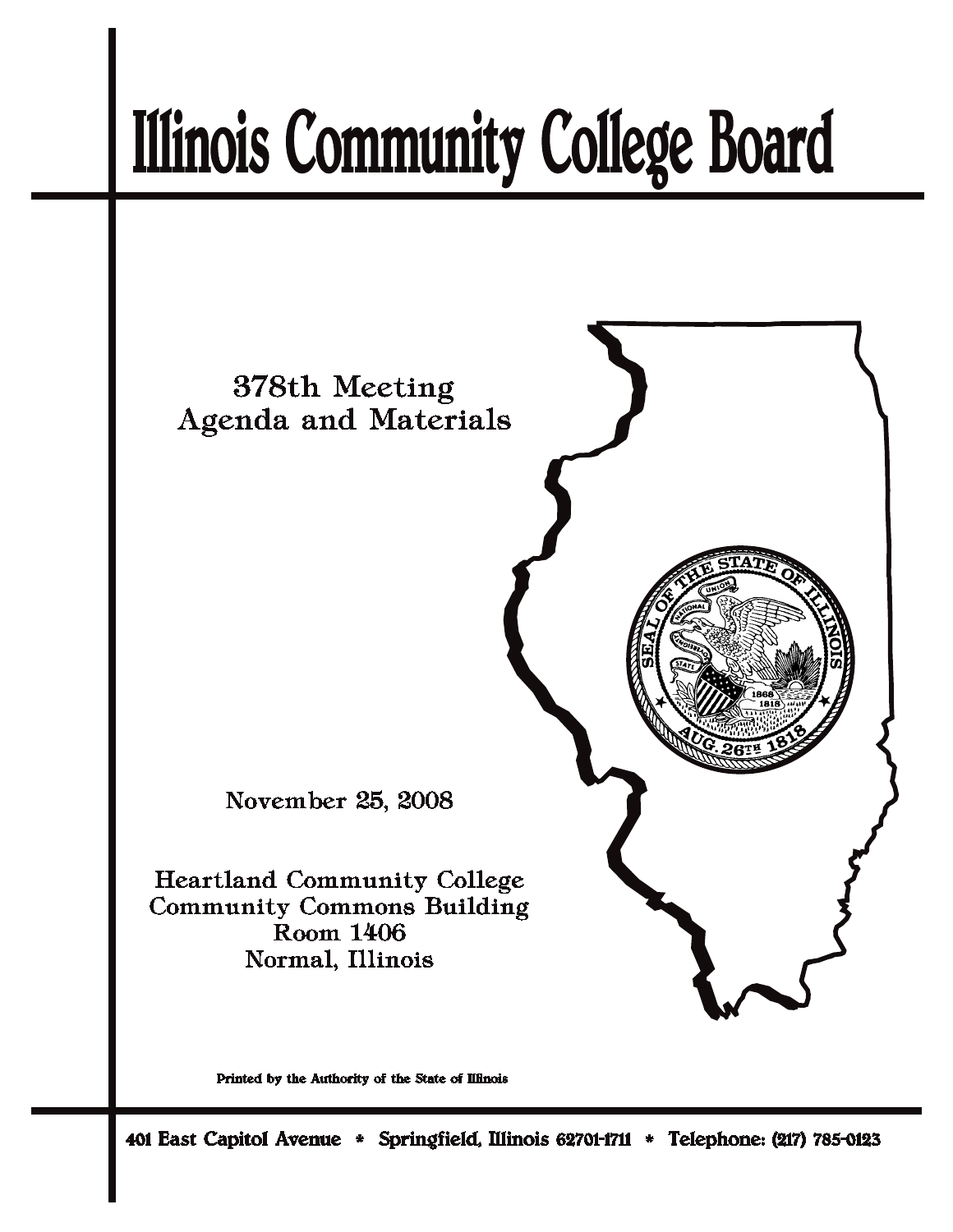# Illinois Community College Board

378th Meeting
Agenda and Materials

November 25, 2008

Heartland Community College
Community Commons Building
Room 1406
Normal, Illinois

Printed by the Authority of the State of Illinois

401 East Capitol Avenue * Springfield, Illinois 62701-1711 * Telephone: (217) 785-0123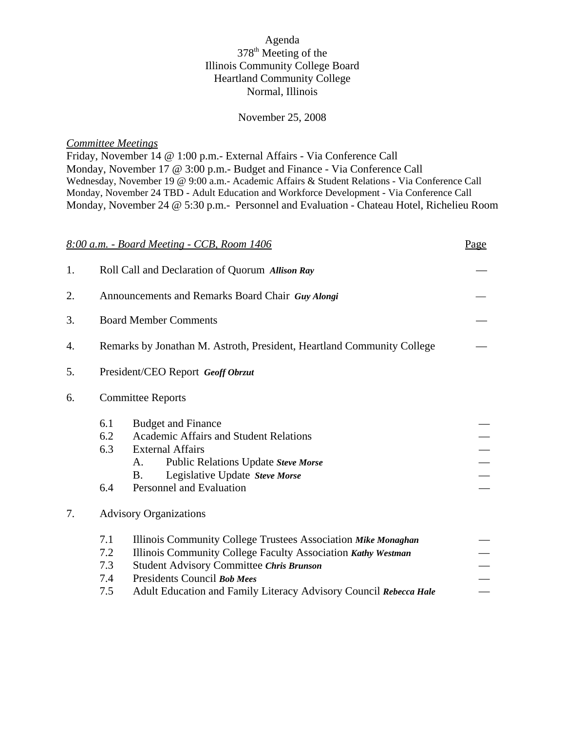Agenda
378th Meeting of the
Illinois Community College Board
Heartland Community College
Normal, Illinois

November 25, 2008

*Committee Meetings*
Friday, November 14 @ 1:00 p.m.- External Affairs - Via Conference Call
Monday, November 17 @ 3:00 p.m.- Budget and Finance - Via Conference Call
Wednesday, November 19 @ 9:00 a.m.- Academic Affairs & Student Relations - Via Conference Call
Monday, November 24 TBD - Adult Education and Workforce Development - Via Conference Call
Monday, November 24 @ 5:30 p.m.- Personnel and Evaluation - Chateau Hotel, Richelieu Room

| *8:00 a.m. - Board Meeting - CCB, Room 1406* | Page |
|---|---|
| 1. Roll Call and Declaration of Quorum ***Allison Ray*** | — |
| 2. Announcements and Remarks Board Chair ***Guy Alongi*** | — |
| 3. Board Member Comments | — |
| 4. Remarks by Jonathan M. Astroth, President, Heartland Community College | — |
| 5. President/CEO Report ***Geoff Obrzut*** | |
| 6. Committee Reports | |
| 6.1 Budget and Finance | — |
| 6.2 Academic Affairs and Student Relations | — |
| 6.3 External Affairs | — |
| A. Public Relations Update ***Steve Morse*** | — |
| B. Legislative Update ***Steve Morse*** | — |
| 6.4 Personnel and Evaluation | — |
| 7. Advisory Organizations | |
| 7.1 Illinois Community College Trustees Association ***Mike Monaghan*** | — |
| 7.2 Illinois Community College Faculty Association ***Kathy Westman*** | — |
| 7.3 Student Advisory Committee ***Chris Brunson*** | — |
| 7.4 Presidents Council ***Bob Mees*** | — |
| 7.5 Adult Education and Family Literacy Advisory Council ***Rebecca Hale*** | — |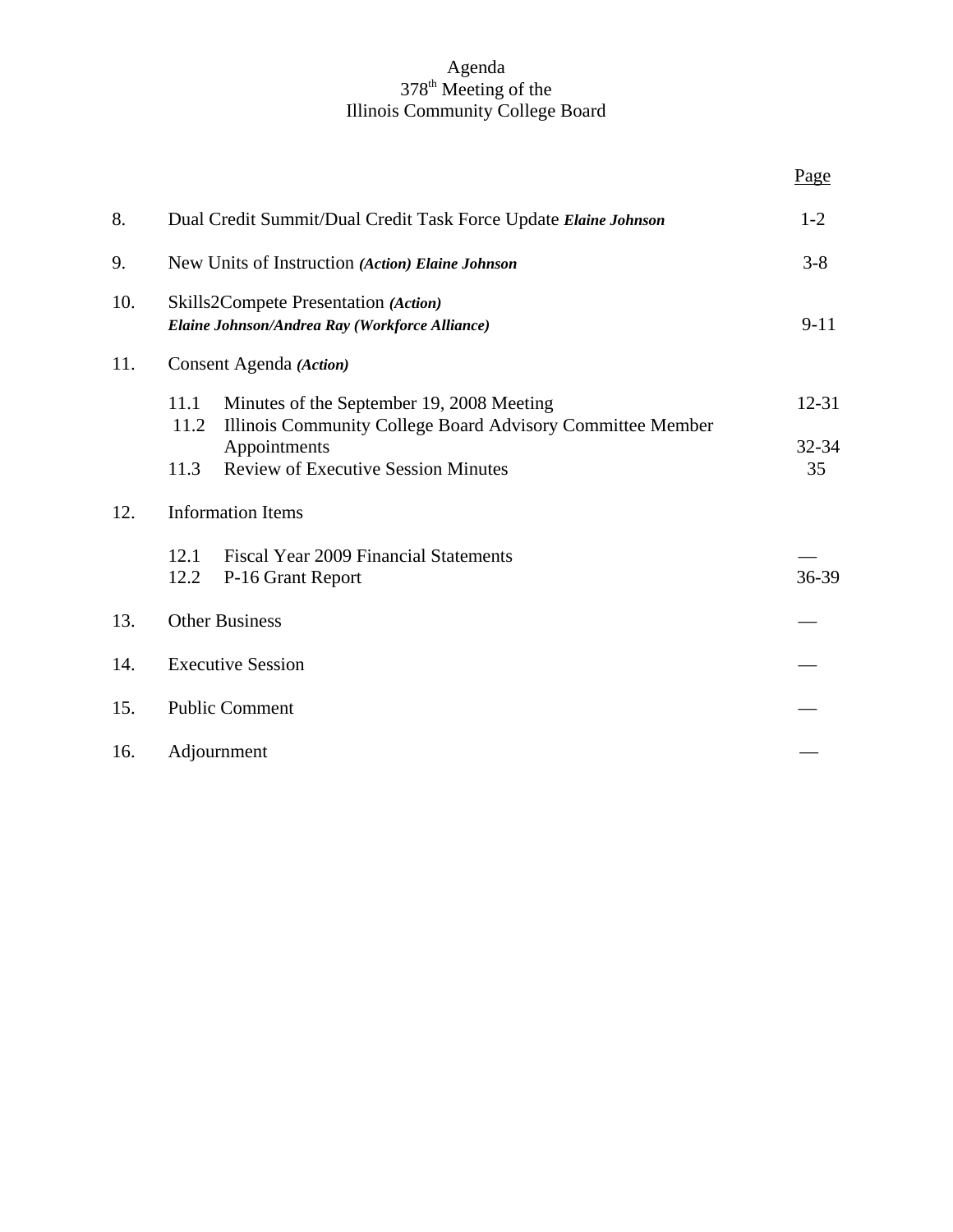# Agenda
## 378th Meeting of the
## Illinois Community College Board

| | | Page |
|---|---|---|
| 8. | Dual Credit Summit/Dual Credit Task Force Update ***Elaine Johnson*** | 1-2 |
| 9. | New Units of Instruction ***(Action) Elaine Johnson*** | 3-8 |
| 10. | Skills2Compete Presentation ***(Action)*** ***Elaine Johnson/Andrea Ray (Workforce Alliance)*** | 9-11 |
| 11. | Consent Agenda ***(Action)*** | |
| | 11.1 Minutes of the September 19, 2008 Meeting | 12-31 |
| | 11.2 Illinois Community College Board Advisory Committee Member Appointments | 32-34 |
| | 11.3 Review of Executive Session Minutes | 35 |
| 12. | Information Items | |
| | 12.1 Fiscal Year 2009 Financial Statements | — |
| | 12.2 P-16 Grant Report | 36-39 |
| 13. | Other Business | — |
| 14. | Executive Session | — |
| 15. | Public Comment | — |
| 16. | Adjournment | — |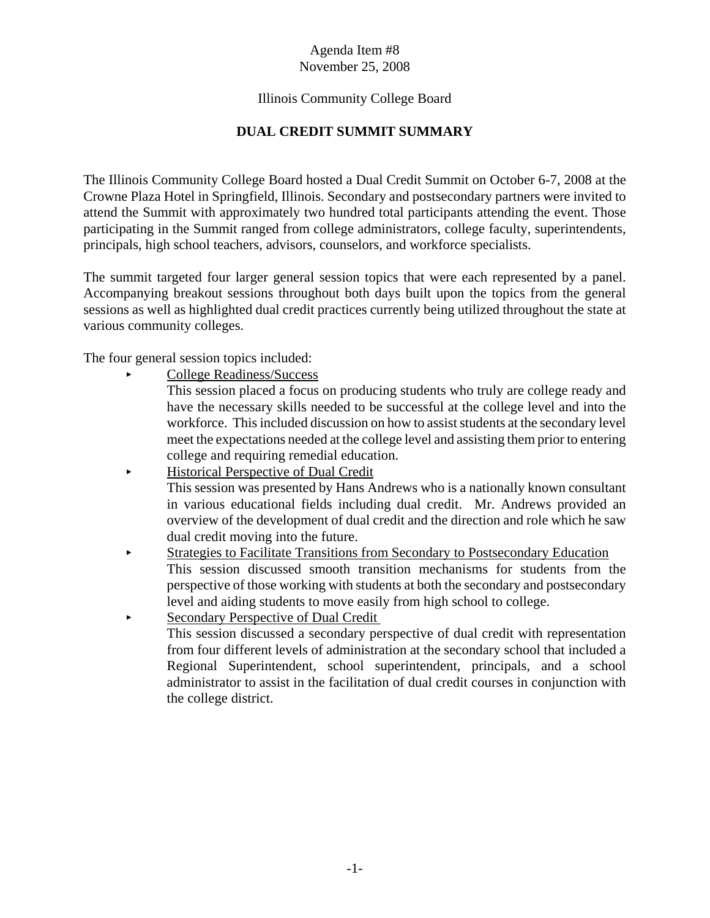Agenda Item #8
November 25, 2008

Illinois Community College Board

## DUAL CREDIT SUMMIT SUMMARY

The Illinois Community College Board hosted a Dual Credit Summit on October 6-7, 2008 at the Crowne Plaza Hotel in Springfield, Illinois. Secondary and postsecondary partners were invited to attend the Summit with approximately two hundred total participants attending the event. Those participating in the Summit ranged from college administrators, college faculty, superintendents, principals, high school teachers, advisors, counselors, and workforce specialists.

The summit targeted four larger general session topics that were each represented by a panel. Accompanying breakout sessions throughout both days built upon the topics from the general sessions as well as highlighted dual credit practices currently being utilized throughout the state at various community colleges.

The four general session topics included:

- <u>College Readiness/Success</u>
  This session placed a focus on producing students who truly are college ready and have the necessary skills needed to be successful at the college level and into the workforce. This included discussion on how to assist students at the secondary level meet the expectations needed at the college level and assisting them prior to entering college and requiring remedial education.
- <u>Historical Perspective of Dual Credit</u>
  This session was presented by Hans Andrews who is a nationally known consultant in various educational fields including dual credit. Mr. Andrews provided an overview of the development of dual credit and the direction and role which he saw dual credit moving into the future.
- <u>Strategies to Facilitate Transitions from Secondary to Postsecondary Education</u>
  This session discussed smooth transition mechanisms for students from the perspective of those working with students at both the secondary and postsecondary level and aiding students to move easily from high school to college.
- <u>Secondary Perspective of Dual Credit</u>
  This session discussed a secondary perspective of dual credit with representation from four different levels of administration at the secondary school that included a Regional Superintendent, school superintendent, principals, and a school administrator to assist in the facilitation of dual credit courses in conjunction with the college district.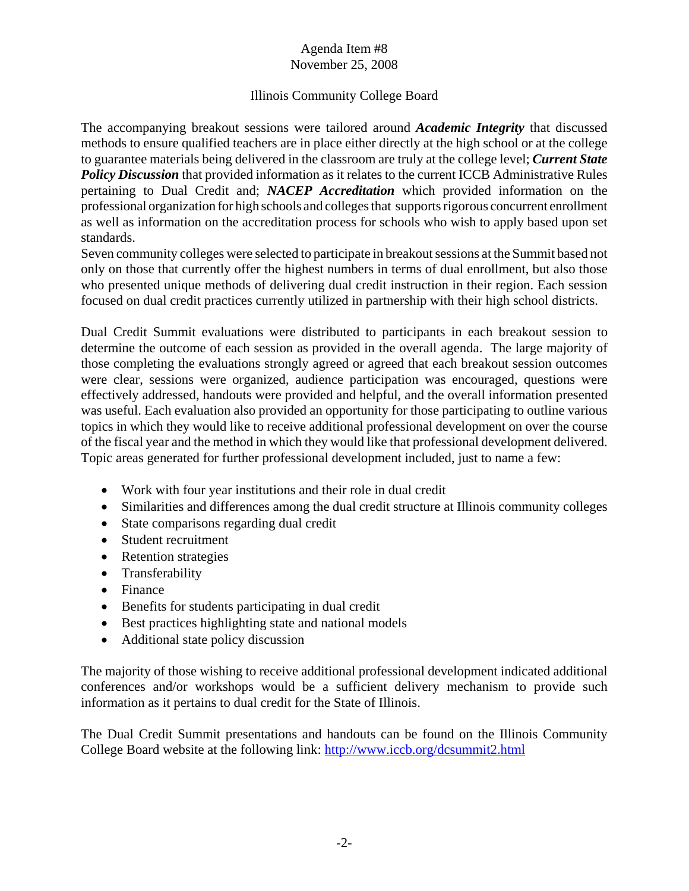Agenda Item #8
November 25, 2008

Illinois Community College Board

The accompanying breakout sessions were tailored around ***Academic Integrity*** that discussed methods to ensure qualified teachers are in place either directly at the high school or at the college to guarantee materials being delivered in the classroom are truly at the college level; ***Current State Policy Discussion*** that provided information as it relates to the current ICCB Administrative Rules pertaining to Dual Credit and; ***NACEP Accreditation*** which provided information on the professional organization for high schools and colleges that supports rigorous concurrent enrollment as well as information on the accreditation process for schools who wish to apply based upon set standards.
Seven community colleges were selected to participate in breakout sessions at the Summit based not only on those that currently offer the highest numbers in terms of dual enrollment, but also those who presented unique methods of delivering dual credit instruction in their region. Each session focused on dual credit practices currently utilized in partnership with their high school districts.

Dual Credit Summit evaluations were distributed to participants in each breakout session to determine the outcome of each session as provided in the overall agenda. The large majority of those completing the evaluations strongly agreed or agreed that each breakout session outcomes were clear, sessions were organized, audience participation was encouraged, questions were effectively addressed, handouts were provided and helpful, and the overall information presented was useful. Each evaluation also provided an opportunity for those participating to outline various topics in which they would like to receive additional professional development on over the course of the fiscal year and the method in which they would like that professional development delivered. Topic areas generated for further professional development included, just to name a few:

- Work with four year institutions and their role in dual credit
- Similarities and differences among the dual credit structure at Illinois community colleges
- State comparisons regarding dual credit
- Student recruitment
- Retention strategies
- Transferability
- Finance
- Benefits for students participating in dual credit
- Best practices highlighting state and national models
- Additional state policy discussion

The majority of those wishing to receive additional professional development indicated additional conferences and/or workshops would be a sufficient delivery mechanism to provide such information as it pertains to dual credit for the State of Illinois.

The Dual Credit Summit presentations and handouts can be found on the Illinois Community College Board website at the following link: [http://www.iccb.org/dcsummit2.html](http://www.iccb.org/dcsummit2.html)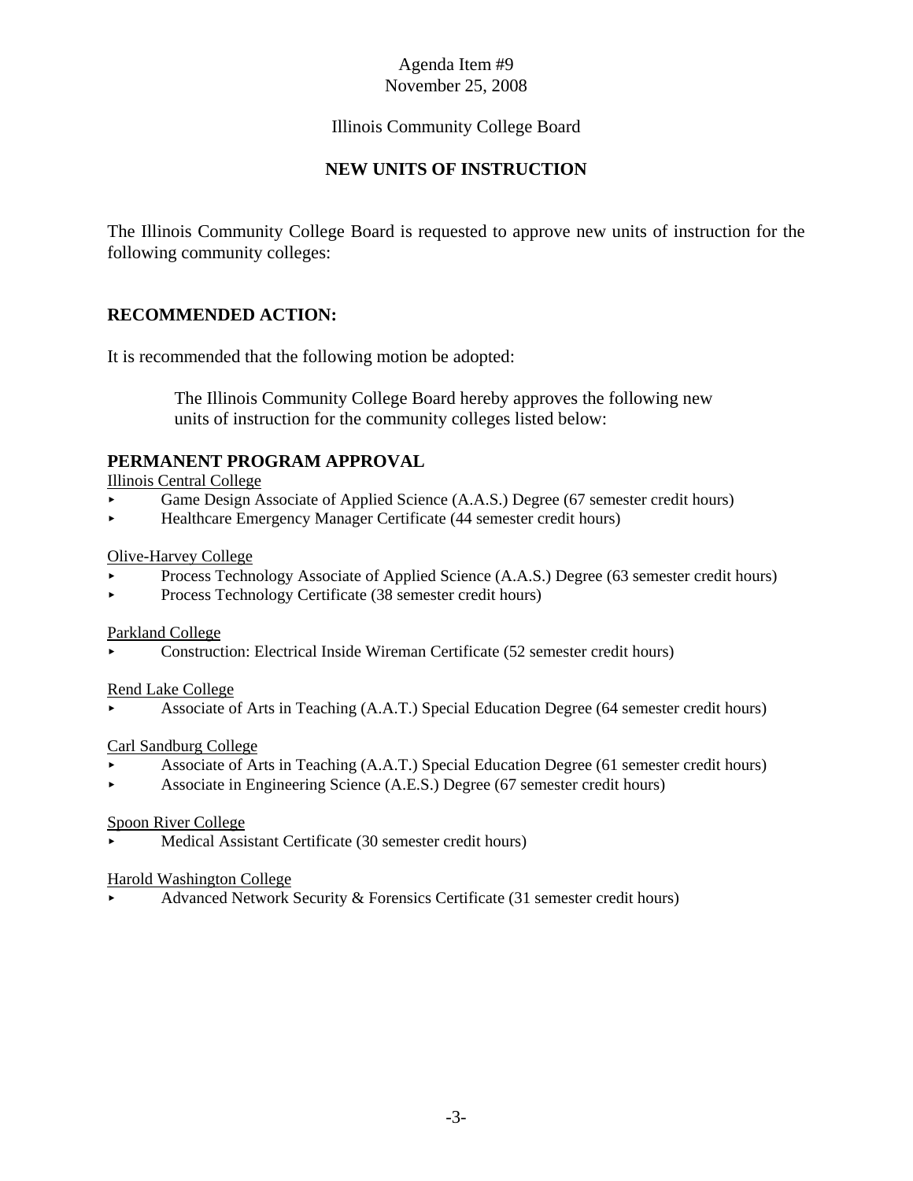Agenda Item #9
November 25, 2008

Illinois Community College Board

# NEW UNITS OF INSTRUCTION

The Illinois Community College Board is requested to approve new units of instruction for the following community colleges:

## RECOMMENDED ACTION:

It is recommended that the following motion be adopted:

> The Illinois Community College Board hereby approves the following new units of instruction for the community colleges listed below:

## PERMANENT PROGRAM APPROVAL

Illinois Central College

- Game Design Associate of Applied Science (A.A.S.) Degree (67 semester credit hours)
- Healthcare Emergency Manager Certificate (44 semester credit hours)

Olive-Harvey College

- Process Technology Associate of Applied Science (A.A.S.) Degree (63 semester credit hours)
- Process Technology Certificate (38 semester credit hours)

Parkland College

- Construction: Electrical Inside Wireman Certificate (52 semester credit hours)

Rend Lake College

- Associate of Arts in Teaching (A.A.T.) Special Education Degree (64 semester credit hours)

Carl Sandburg College

- Associate of Arts in Teaching (A.A.T.) Special Education Degree (61 semester credit hours)
- Associate in Engineering Science (A.E.S.) Degree (67 semester credit hours)

Spoon River College

- Medical Assistant Certificate (30 semester credit hours)

Harold Washington College

- Advanced Network Security & Forensics Certificate (31 semester credit hours)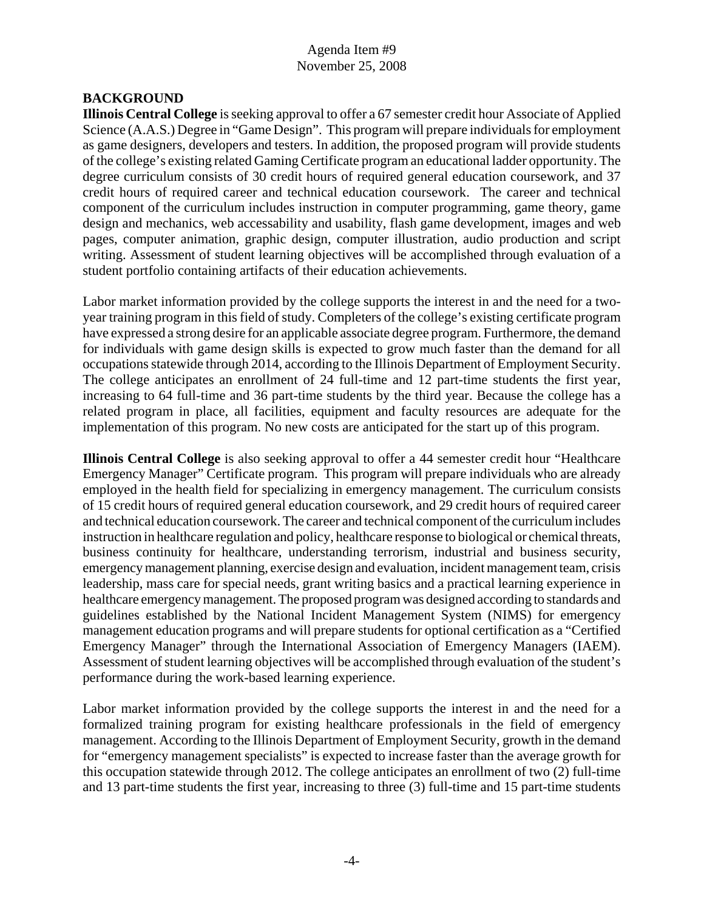Agenda Item #9
November 25, 2008

**BACKGROUND**

**Illinois Central College** is seeking approval to offer a 67 semester credit hour Associate of Applied Science (A.A.S.) Degree in "Game Design". This program will prepare individuals for employment as game designers, developers and testers. In addition, the proposed program will provide students of the college's existing related Gaming Certificate program an educational ladder opportunity. The degree curriculum consists of 30 credit hours of required general education coursework, and 37 credit hours of required career and technical education coursework. The career and technical component of the curriculum includes instruction in computer programming, game theory, game design and mechanics, web accessability and usability, flash game development, images and web pages, computer animation, graphic design, computer illustration, audio production and script writing. Assessment of student learning objectives will be accomplished through evaluation of a student portfolio containing artifacts of their education achievements.

Labor market information provided by the college supports the interest in and the need for a two-year training program in this field of study. Completers of the college's existing certificate program have expressed a strong desire for an applicable associate degree program. Furthermore, the demand for individuals with game design skills is expected to grow much faster than the demand for all occupations statewide through 2014, according to the Illinois Department of Employment Security. The college anticipates an enrollment of 24 full-time and 12 part-time students the first year, increasing to 64 full-time and 36 part-time students by the third year. Because the college has a related program in place, all facilities, equipment and faculty resources are adequate for the implementation of this program. No new costs are anticipated for the start up of this program.

**Illinois Central College** is also seeking approval to offer a 44 semester credit hour "Healthcare Emergency Manager" Certificate program. This program will prepare individuals who are already employed in the health field for specializing in emergency management. The curriculum consists of 15 credit hours of required general education coursework, and 29 credit hours of required career and technical education coursework. The career and technical component of the curriculum includes instruction in healthcare regulation and policy, healthcare response to biological or chemical threats, business continuity for healthcare, understanding terrorism, industrial and business security, emergency management planning, exercise design and evaluation, incident management team, crisis leadership, mass care for special needs, grant writing basics and a practical learning experience in healthcare emergency management. The proposed program was designed according to standards and guidelines established by the National Incident Management System (NIMS) for emergency management education programs and will prepare students for optional certification as a "Certified Emergency Manager" through the International Association of Emergency Managers (IAEM). Assessment of student learning objectives will be accomplished through evaluation of the student's performance during the work-based learning experience.

Labor market information provided by the college supports the interest in and the need for a formalized training program for existing healthcare professionals in the field of emergency management. According to the Illinois Department of Employment Security, growth in the demand for "emergency management specialists" is expected to increase faster than the average growth for this occupation statewide through 2012. The college anticipates an enrollment of two (2) full-time and 13 part-time students the first year, increasing to three (3) full-time and 15 part-time students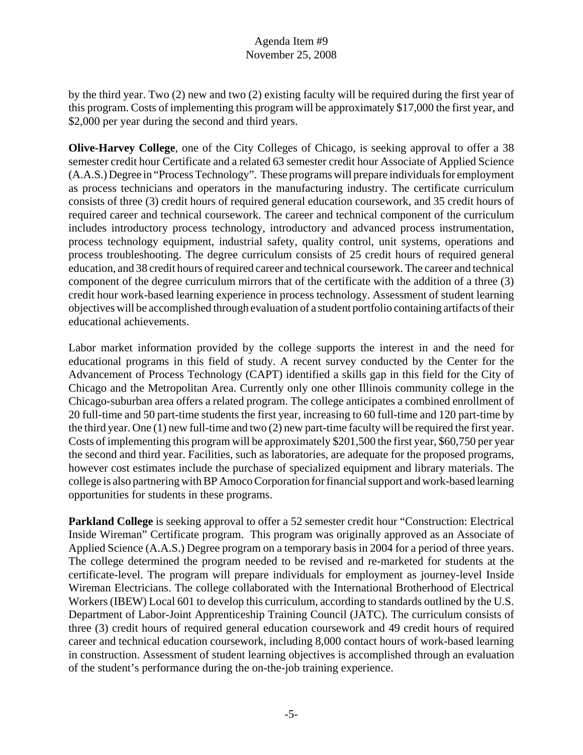by the third year. Two (2) new and two (2) existing faculty will be required during the first year of this program. Costs of implementing this program will be approximately $17,000 the first year, and $2,000 per year during the second and third years.

**Olive-Harvey College**, one of the City Colleges of Chicago, is seeking approval to offer a 38 semester credit hour Certificate and a related 63 semester credit hour Associate of Applied Science (A.A.S.) Degree in "Process Technology". These programs will prepare individuals for employment as process technicians and operators in the manufacturing industry. The certificate curriculum consists of three (3) credit hours of required general education coursework, and 35 credit hours of required career and technical coursework. The career and technical component of the curriculum includes introductory process technology, introductory and advanced process instrumentation, process technology equipment, industrial safety, quality control, unit systems, operations and process troubleshooting. The degree curriculum consists of 25 credit hours of required general education, and 38 credit hours of required career and technical coursework. The career and technical component of the degree curriculum mirrors that of the certificate with the addition of a three (3) credit hour work-based learning experience in process technology. Assessment of student learning objectives will be accomplished through evaluation of a student portfolio containing artifacts of their educational achievements.

Labor market information provided by the college supports the interest in and the need for educational programs in this field of study. A recent survey conducted by the Center for the Advancement of Process Technology (CAPT) identified a skills gap in this field for the City of Chicago and the Metropolitan Area. Currently only one other Illinois community college in the Chicago-suburban area offers a related program. The college anticipates a combined enrollment of 20 full-time and 50 part-time students the first year, increasing to 60 full-time and 120 part-time by the third year. One (1) new full-time and two (2) new part-time faculty will be required the first year. Costs of implementing this program will be approximately $201,500 the first year, $60,750 per year the second and third year. Facilities, such as laboratories, are adequate for the proposed programs, however cost estimates include the purchase of specialized equipment and library materials. The college is also partnering with BP Amoco Corporation for financial support and work-based learning opportunities for students in these programs.

**Parkland College** is seeking approval to offer a 52 semester credit hour "Construction: Electrical Inside Wireman" Certificate program. This program was originally approved as an Associate of Applied Science (A.A.S.) Degree program on a temporary basis in 2004 for a period of three years. The college determined the program needed to be revised and re-marketed for students at the certificate-level. The program will prepare individuals for employment as journey-level Inside Wireman Electricians. The college collaborated with the International Brotherhood of Electrical Workers (IBEW) Local 601 to develop this curriculum, according to standards outlined by the U.S. Department of Labor-Joint Apprenticeship Training Council (JATC). The curriculum consists of three (3) credit hours of required general education coursework and 49 credit hours of required career and technical education coursework, including 8,000 contact hours of work-based learning in construction. Assessment of student learning objectives is accomplished through an evaluation of the student's performance during the on-the-job training experience.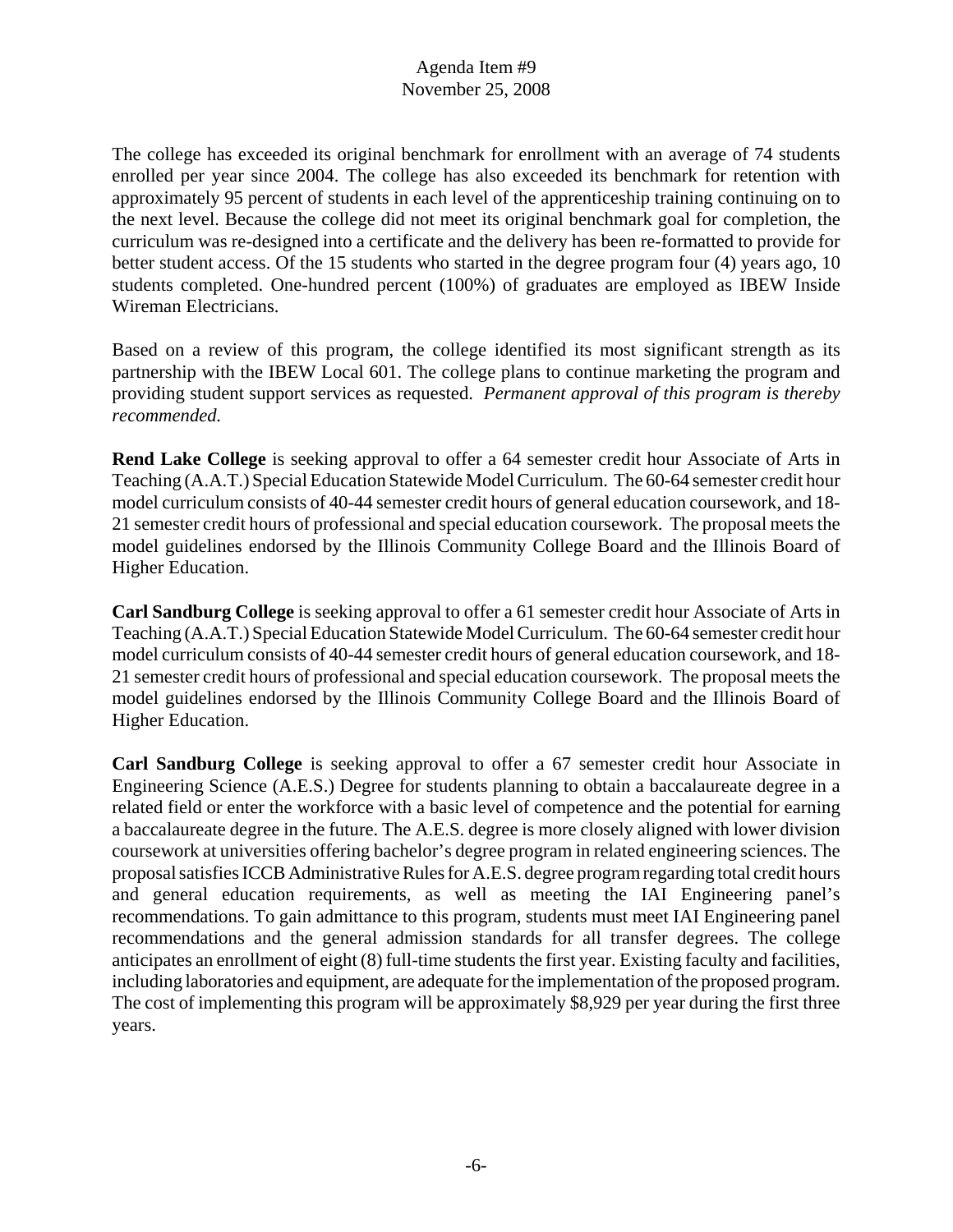The college has exceeded its original benchmark for enrollment with an average of 74 students enrolled per year since 2004. The college has also exceeded its benchmark for retention with approximately 95 percent of students in each level of the apprenticeship training continuing on to the next level. Because the college did not meet its original benchmark goal for completion, the curriculum was re-designed into a certificate and the delivery has been re-formatted to provide for better student access. Of the 15 students who started in the degree program four (4) years ago, 10 students completed. One-hundred percent (100%) of graduates are employed as IBEW Inside Wireman Electricians.

Based on a review of this program, the college identified its most significant strength as its partnership with the IBEW Local 601. The college plans to continue marketing the program and providing student support services as requested. *Permanent approval of this program is thereby recommended.*

**Rend Lake College** is seeking approval to offer a 64 semester credit hour Associate of Arts in Teaching (A.A.T.) Special Education Statewide Model Curriculum. The 60-64 semester credit hour model curriculum consists of 40-44 semester credit hours of general education coursework, and 18-21 semester credit hours of professional and special education coursework. The proposal meets the model guidelines endorsed by the Illinois Community College Board and the Illinois Board of Higher Education.

**Carl Sandburg College** is seeking approval to offer a 61 semester credit hour Associate of Arts in Teaching (A.A.T.) Special Education Statewide Model Curriculum. The 60-64 semester credit hour model curriculum consists of 40-44 semester credit hours of general education coursework, and 18-21 semester credit hours of professional and special education coursework. The proposal meets the model guidelines endorsed by the Illinois Community College Board and the Illinois Board of Higher Education.

**Carl Sandburg College** is seeking approval to offer a 67 semester credit hour Associate in Engineering Science (A.E.S.) Degree for students planning to obtain a baccalaureate degree in a related field or enter the workforce with a basic level of competence and the potential for earning a baccalaureate degree in the future. The A.E.S. degree is more closely aligned with lower division coursework at universities offering bachelor's degree program in related engineering sciences. The proposal satisfies ICCB Administrative Rules for A.E.S. degree program regarding total credit hours and general education requirements, as well as meeting the IAI Engineering panel's recommendations. To gain admittance to this program, students must meet IAI Engineering panel recommendations and the general admission standards for all transfer degrees. The college anticipates an enrollment of eight (8) full-time students the first year. Existing faculty and facilities, including laboratories and equipment, are adequate for the implementation of the proposed program. The cost of implementing this program will be approximately $8,929 per year during the first three years.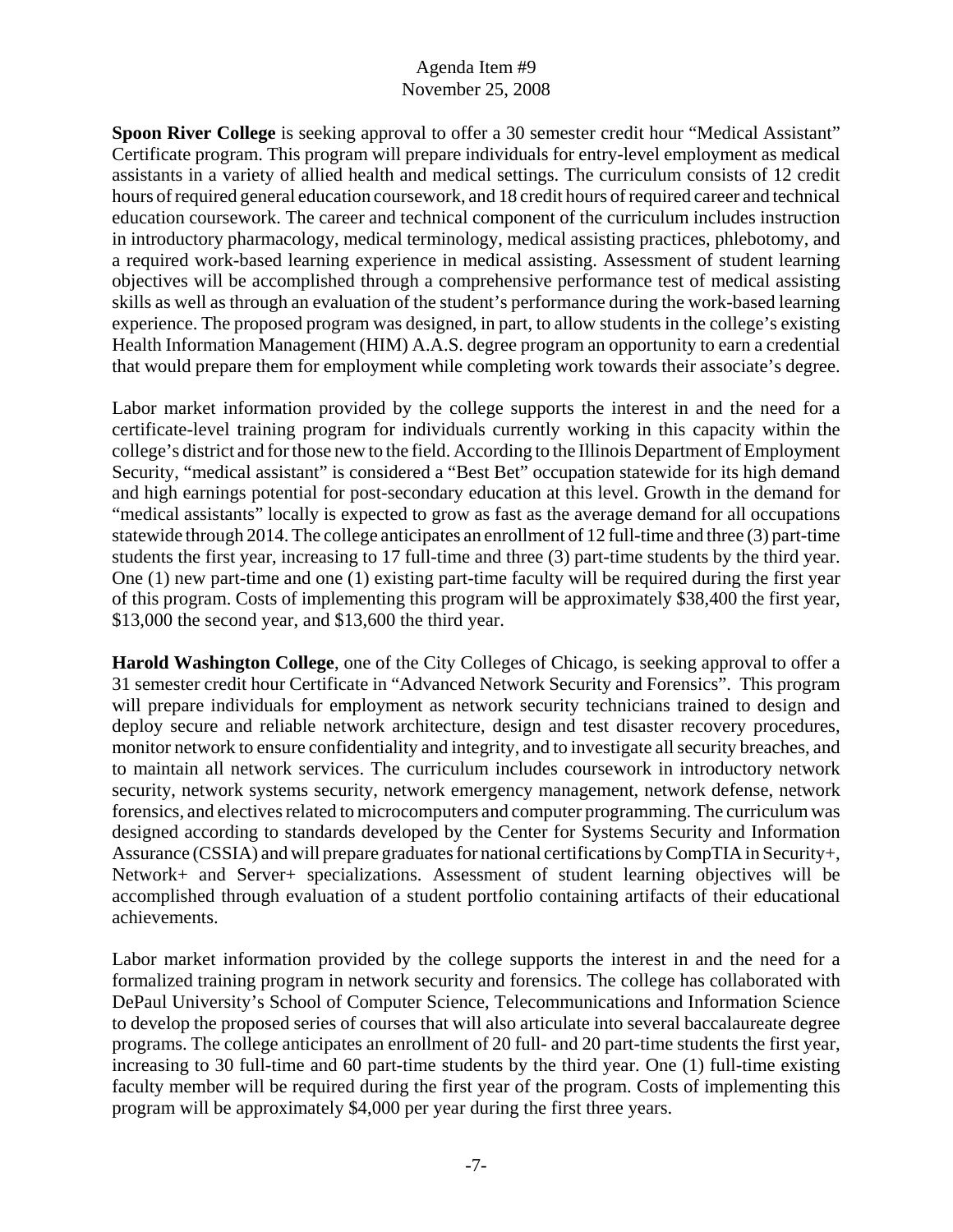**Spoon River College** is seeking approval to offer a 30 semester credit hour "Medical Assistant" Certificate program. This program will prepare individuals for entry-level employment as medical assistants in a variety of allied health and medical settings. The curriculum consists of 12 credit hours of required general education coursework, and 18 credit hours of required career and technical education coursework. The career and technical component of the curriculum includes instruction in introductory pharmacology, medical terminology, medical assisting practices, phlebotomy, and a required work-based learning experience in medical assisting. Assessment of student learning objectives will be accomplished through a comprehensive performance test of medical assisting skills as well as through an evaluation of the student's performance during the work-based learning experience. The proposed program was designed, in part, to allow students in the college's existing Health Information Management (HIM) A.A.S. degree program an opportunity to earn a credential that would prepare them for employment while completing work towards their associate's degree.

Labor market information provided by the college supports the interest in and the need for a certificate-level training program for individuals currently working in this capacity within the college's district and for those new to the field. According to the Illinois Department of Employment Security, "medical assistant" is considered a "Best Bet" occupation statewide for its high demand and high earnings potential for post-secondary education at this level. Growth in the demand for "medical assistants" locally is expected to grow as fast as the average demand for all occupations statewide through 2014. The college anticipates an enrollment of 12 full-time and three (3) part-time students the first year, increasing to 17 full-time and three (3) part-time students by the third year. One (1) new part-time and one (1) existing part-time faculty will be required during the first year of this program. Costs of implementing this program will be approximately $38,400 the first year, $13,000 the second year, and $13,600 the third year.

**Harold Washington College**, one of the City Colleges of Chicago, is seeking approval to offer a 31 semester credit hour Certificate in "Advanced Network Security and Forensics". This program will prepare individuals for employment as network security technicians trained to design and deploy secure and reliable network architecture, design and test disaster recovery procedures, monitor network to ensure confidentiality and integrity, and to investigate all security breaches, and to maintain all network services. The curriculum includes coursework in introductory network security, network systems security, network emergency management, network defense, network forensics, and electives related to microcomputers and computer programming. The curriculum was designed according to standards developed by the Center for Systems Security and Information Assurance (CSSIA) and will prepare graduates for national certifications by CompTIA in Security+, Network+ and Server+ specializations. Assessment of student learning objectives will be accomplished through evaluation of a student portfolio containing artifacts of their educational achievements.

Labor market information provided by the college supports the interest in and the need for a formalized training program in network security and forensics. The college has collaborated with DePaul University's School of Computer Science, Telecommunications and Information Science to develop the proposed series of courses that will also articulate into several baccalaureate degree programs. The college anticipates an enrollment of 20 full- and 20 part-time students the first year, increasing to 30 full-time and 60 part-time students by the third year. One (1) full-time existing faculty member will be required during the first year of the program. Costs of implementing this program will be approximately $4,000 per year during the first three years.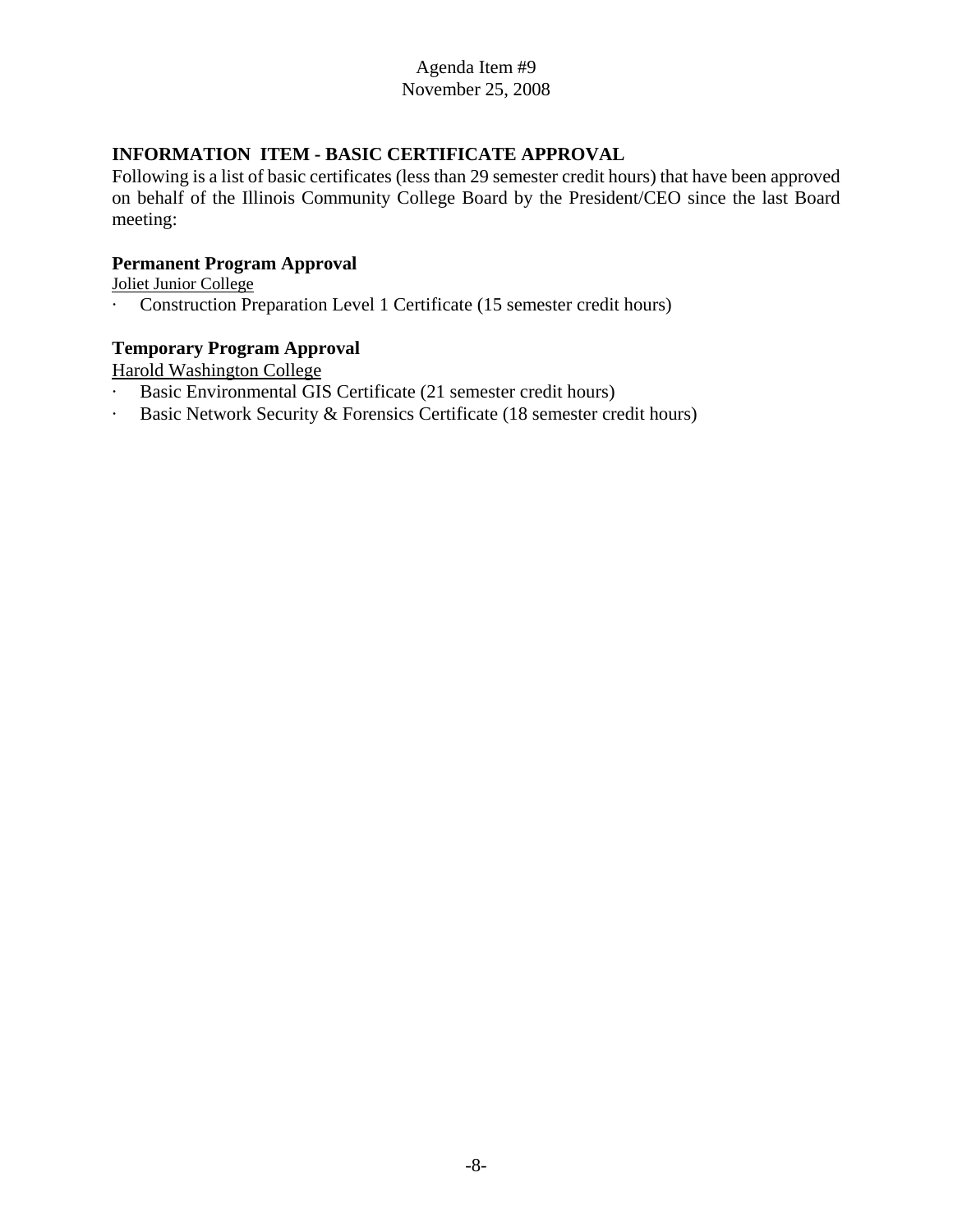Agenda Item #9
November 25, 2008

## INFORMATION ITEM - BASIC CERTIFICATE APPROVAL

Following is a list of basic certificates (less than 29 semester credit hours) that have been approved on behalf of the Illinois Community College Board by the President/CEO since the last Board meeting:

### Permanent Program Approval

Joliet Junior College

- Construction Preparation Level 1 Certificate (15 semester credit hours)

### Temporary Program Approval

Harold Washington College

- Basic Environmental GIS Certificate (21 semester credit hours)
- Basic Network Security & Forensics Certificate (18 semester credit hours)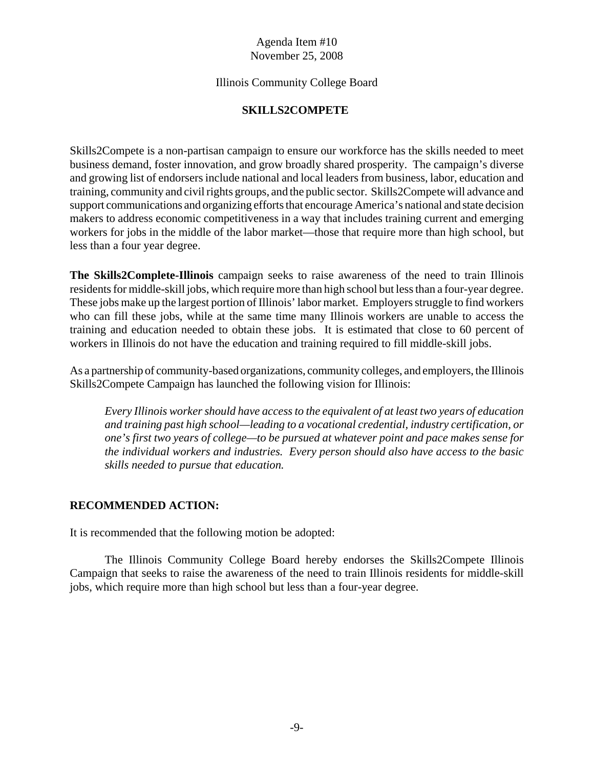Agenda Item #10
November 25, 2008

Illinois Community College Board

## SKILLS2COMPETE

Skills2Compete is a non-partisan campaign to ensure our workforce has the skills needed to meet business demand, foster innovation, and grow broadly shared prosperity. The campaign's diverse and growing list of endorsers include national and local leaders from business, labor, education and training, community and civil rights groups, and the public sector. Skills2Compete will advance and support communications and organizing efforts that encourage America's national and state decision makers to address economic competitiveness in a way that includes training current and emerging workers for jobs in the middle of the labor market—those that require more than high school, but less than a four year degree.

**The Skills2Complete-Illinois** campaign seeks to raise awareness of the need to train Illinois residents for middle-skill jobs, which require more than high school but less than a four-year degree. These jobs make up the largest portion of Illinois' labor market. Employers struggle to find workers who can fill these jobs, while at the same time many Illinois workers are unable to access the training and education needed to obtain these jobs. It is estimated that close to 60 percent of workers in Illinois do not have the education and training required to fill middle-skill jobs.

As a partnership of community-based organizations, community colleges, and employers, the Illinois Skills2Compete Campaign has launched the following vision for Illinois:

> *Every Illinois worker should have access to the equivalent of at least two years of education and training past high school—leading to a vocational credential, industry certification, or one's first two years of college—to be pursued at whatever point and pace makes sense for the individual workers and industries. Every person should also have access to the basic skills needed to pursue that education.*

**RECOMMENDED ACTION:**

It is recommended that the following motion be adopted:

The Illinois Community College Board hereby endorses the Skills2Compete Illinois Campaign that seeks to raise the awareness of the need to train Illinois residents for middle-skill jobs, which require more than high school but less than a four-year degree.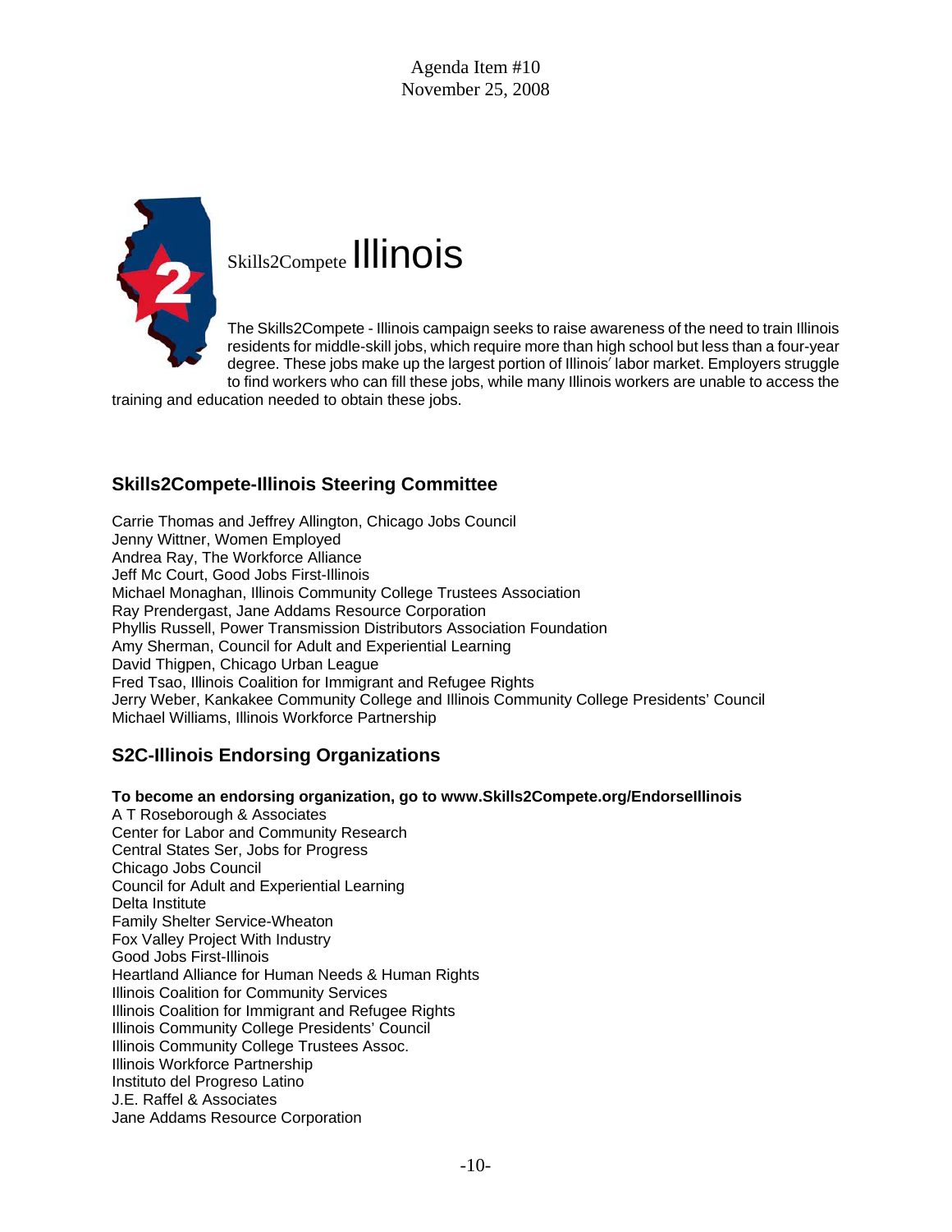Agenda Item #10
November 25, 2008

# Skills2Compete Illinois

The Skills2Compete - Illinois campaign seeks to raise awareness of the need to train Illinois residents for middle-skill jobs, which require more than high school but less than a four-year degree. These jobs make up the largest portion of Illinois' labor market. Employers struggle to find workers who can fill these jobs, while many Illinois workers are unable to access the training and education needed to obtain these jobs.

## Skills2Compete-Illinois Steering Committee

Carrie Thomas and Jeffrey Allington, Chicago Jobs Council
Jenny Wittner, Women Employed
Andrea Ray, The Workforce Alliance
Jeff Mc Court, Good Jobs First-Illinois
Michael Monaghan, Illinois Community College Trustees Association
Ray Prendergast, Jane Addams Resource Corporation
Phyllis Russell, Power Transmission Distributors Association Foundation
Amy Sherman, Council for Adult and Experiential Learning
David Thigpen, Chicago Urban League
Fred Tsao, Illinois Coalition for Immigrant and Refugee Rights
Jerry Weber, Kankakee Community College and Illinois Community College Presidents' Council
Michael Williams, Illinois Workforce Partnership

## S2C-Illinois Endorsing Organizations

**To become an endorsing organization, go to www.Skills2Compete.org/EndorseIllinois**

A T Roseborough & Associates
Center for Labor and Community Research
Central States Ser, Jobs for Progress
Chicago Jobs Council
Council for Adult and Experiential Learning
Delta Institute
Family Shelter Service-Wheaton
Fox Valley Project With Industry
Good Jobs First-Illinois
Heartland Alliance for Human Needs & Human Rights
Illinois Coalition for Community Services
Illinois Coalition for Immigrant and Refugee Rights
Illinois Community College Presidents' Council
Illinois Community College Trustees Assoc.
Illinois Workforce Partnership
Instituto del Progreso Latino
J.E. Raffel & Associates
Jane Addams Resource Corporation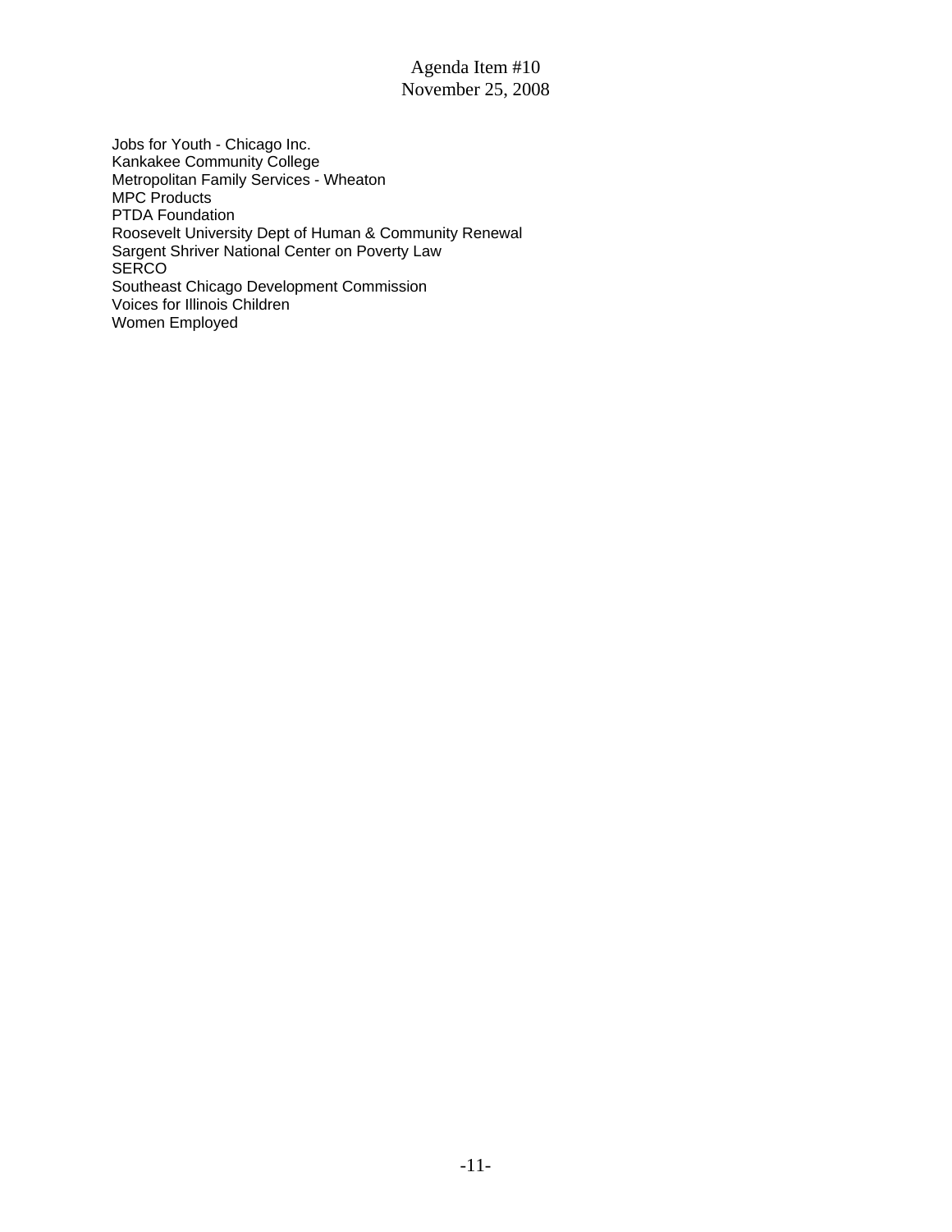Jobs for Youth - Chicago Inc.
Kankakee Community College
Metropolitan Family Services - Wheaton
MPC Products
PTDA Foundation
Roosevelt University Dept of Human & Community Renewal
Sargent Shriver National Center on Poverty Law
SERCO
Southeast Chicago Development Commission
Voices for Illinois Children
Women Employed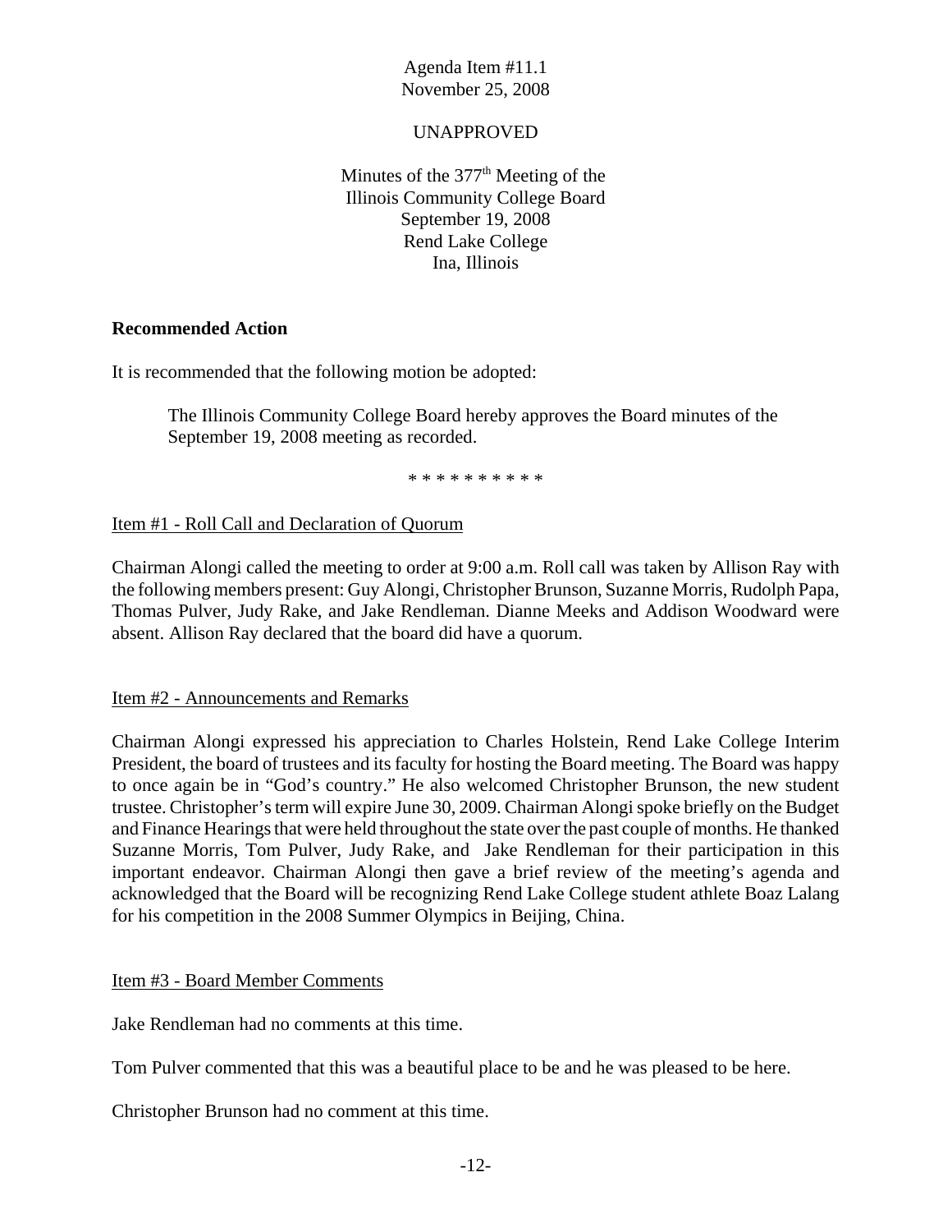Agenda Item #11.1
November 25, 2008

UNAPPROVED

Minutes of the 377th Meeting of the
Illinois Community College Board
September 19, 2008
Rend Lake College
Ina, Illinois

**Recommended Action**

It is recommended that the following motion be adopted:

> The Illinois Community College Board hereby approves the Board minutes of the September 19, 2008 meeting as recorded.

* * * * * * * * * *

Item #1 - Roll Call and Declaration of Quorum

Chairman Alongi called the meeting to order at 9:00 a.m. Roll call was taken by Allison Ray with the following members present: Guy Alongi, Christopher Brunson, Suzanne Morris, Rudolph Papa, Thomas Pulver, Judy Rake, and Jake Rendleman. Dianne Meeks and Addison Woodward were absent. Allison Ray declared that the board did have a quorum.

Item #2 - Announcements and Remarks

Chairman Alongi expressed his appreciation to Charles Holstein, Rend Lake College Interim President, the board of trustees and its faculty for hosting the Board meeting. The Board was happy to once again be in "God's country." He also welcomed Christopher Brunson, the new student trustee. Christopher's term will expire June 30, 2009. Chairman Alongi spoke briefly on the Budget and Finance Hearings that were held throughout the state over the past couple of months. He thanked Suzanne Morris, Tom Pulver, Judy Rake, and Jake Rendleman for their participation in this important endeavor. Chairman Alongi then gave a brief review of the meeting's agenda and acknowledged that the Board will be recognizing Rend Lake College student athlete Boaz Lalang for his competition in the 2008 Summer Olympics in Beijing, China.

Item #3 - Board Member Comments

Jake Rendleman had no comments at this time.

Tom Pulver commented that this was a beautiful place to be and he was pleased to be here.

Christopher Brunson had no comment at this time.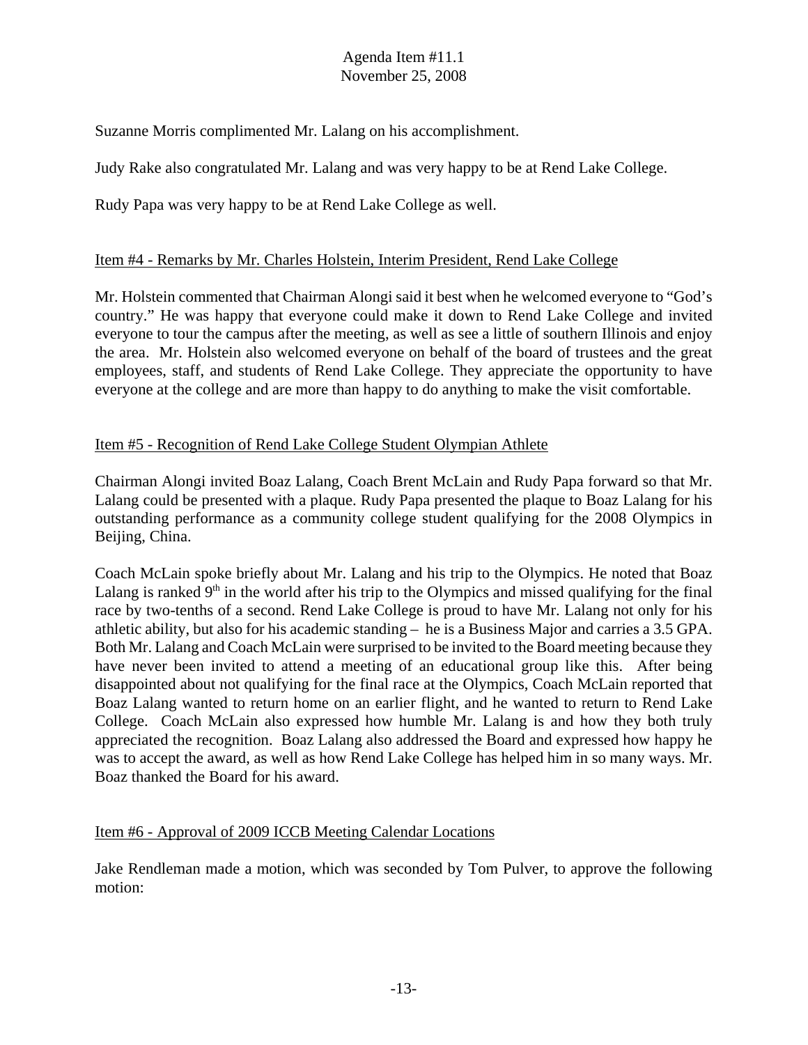Suzanne Morris complimented Mr. Lalang on his accomplishment.

Judy Rake also congratulated Mr. Lalang and was very happy to be at Rend Lake College.

Rudy Papa was very happy to be at Rend Lake College as well.

## Item #4 - Remarks by Mr. Charles Holstein, Interim President, Rend Lake College

Mr. Holstein commented that Chairman Alongi said it best when he welcomed everyone to "God's country." He was happy that everyone could make it down to Rend Lake College and invited everyone to tour the campus after the meeting, as well as see a little of southern Illinois and enjoy the area. Mr. Holstein also welcomed everyone on behalf of the board of trustees and the great employees, staff, and students of Rend Lake College. They appreciate the opportunity to have everyone at the college and are more than happy to do anything to make the visit comfortable.

## Item #5 - Recognition of Rend Lake College Student Olympian Athlete

Chairman Alongi invited Boaz Lalang, Coach Brent McLain and Rudy Papa forward so that Mr. Lalang could be presented with a plaque. Rudy Papa presented the plaque to Boaz Lalang for his outstanding performance as a community college student qualifying for the 2008 Olympics in Beijing, China.

Coach McLain spoke briefly about Mr. Lalang and his trip to the Olympics. He noted that Boaz Lalang is ranked 9th in the world after his trip to the Olympics and missed qualifying for the final race by two-tenths of a second. Rend Lake College is proud to have Mr. Lalang not only for his athletic ability, but also for his academic standing – he is a Business Major and carries a 3.5 GPA. Both Mr. Lalang and Coach McLain were surprised to be invited to the Board meeting because they have never been invited to attend a meeting of an educational group like this. After being disappointed about not qualifying for the final race at the Olympics, Coach McLain reported that Boaz Lalang wanted to return home on an earlier flight, and he wanted to return to Rend Lake College. Coach McLain also expressed how humble Mr. Lalang is and how they both truly appreciated the recognition. Boaz Lalang also addressed the Board and expressed how happy he was to accept the award, as well as how Rend Lake College has helped him in so many ways. Mr. Boaz thanked the Board for his award.

## Item #6 - Approval of 2009 ICCB Meeting Calendar Locations

Jake Rendleman made a motion, which was seconded by Tom Pulver, to approve the following motion: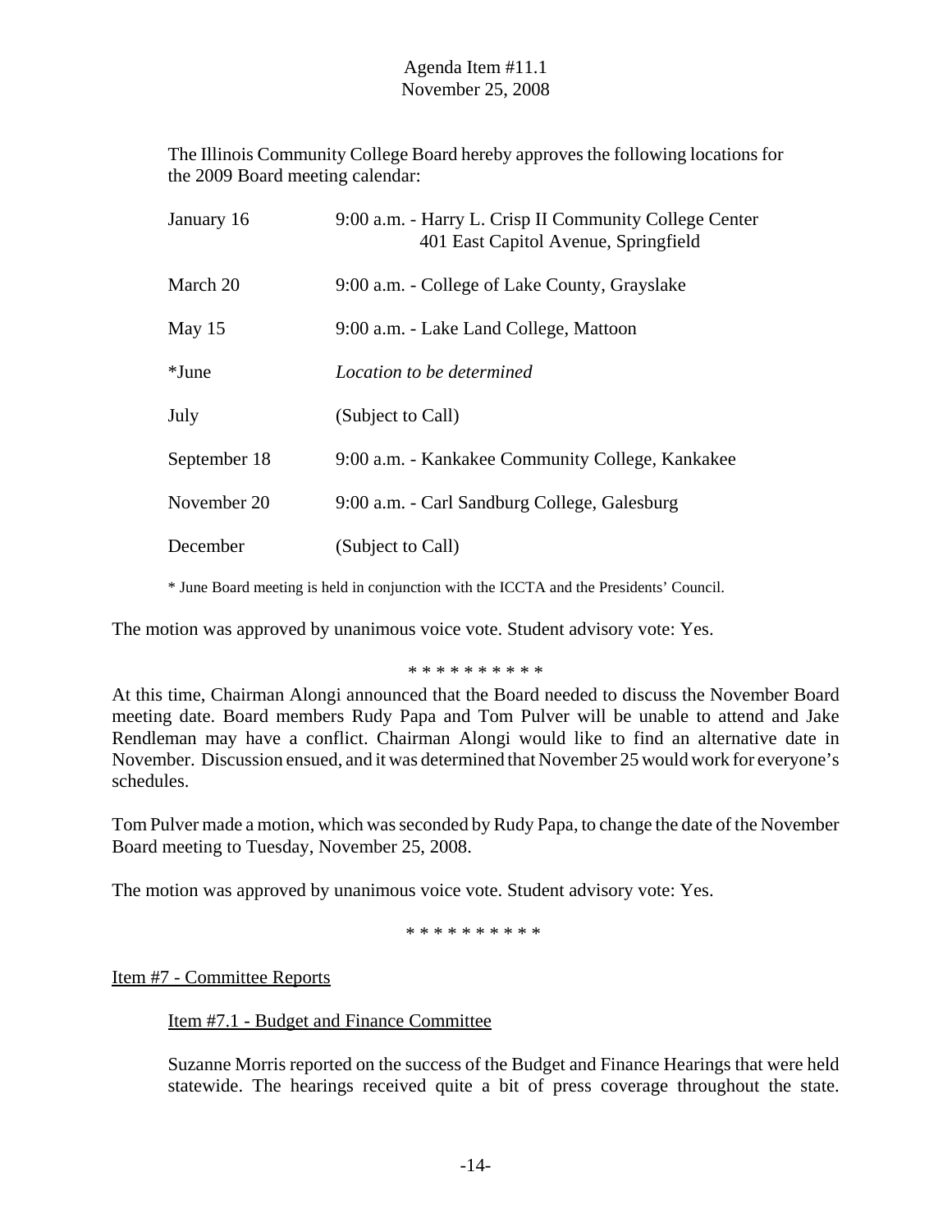Agenda Item #11.1
November 25, 2008

The Illinois Community College Board hereby approves the following locations for the 2009 Board meeting calendar:

| | |
|---|---|
| January 16 | 9:00 a.m. - Harry L. Crisp II Community College Center<br>401 East Capitol Avenue, Springfield |
| March 20 | 9:00 a.m. - College of Lake County, Grayslake |
| May 15 | 9:00 a.m. - Lake Land College, Mattoon |
| *June | *Location to be determined* |
| July | (Subject to Call) |
| September 18 | 9:00 a.m. - Kankakee Community College, Kankakee |
| November 20 | 9:00 a.m. - Carl Sandburg College, Galesburg |
| December | (Subject to Call) |

\* June Board meeting is held in conjunction with the ICCTA and the Presidents' Council.

The motion was approved by unanimous voice vote. Student advisory vote: Yes.

\* \* \* \* \* \* \* \* \* \*

At this time, Chairman Alongi announced that the Board needed to discuss the November Board meeting date. Board members Rudy Papa and Tom Pulver will be unable to attend and Jake Rendleman may have a conflict. Chairman Alongi would like to find an alternative date in November. Discussion ensued, and it was determined that November 25 would work for everyone's schedules.

Tom Pulver made a motion, which was seconded by Rudy Papa, to change the date of the November Board meeting to Tuesday, November 25, 2008.

The motion was approved by unanimous voice vote. Student advisory vote: Yes.

\* \* \* \* \* \* \* \* \* \*

Item #7 - Committee Reports

Item #7.1 - Budget and Finance Committee

Suzanne Morris reported on the success of the Budget and Finance Hearings that were held statewide. The hearings received quite a bit of press coverage throughout the state.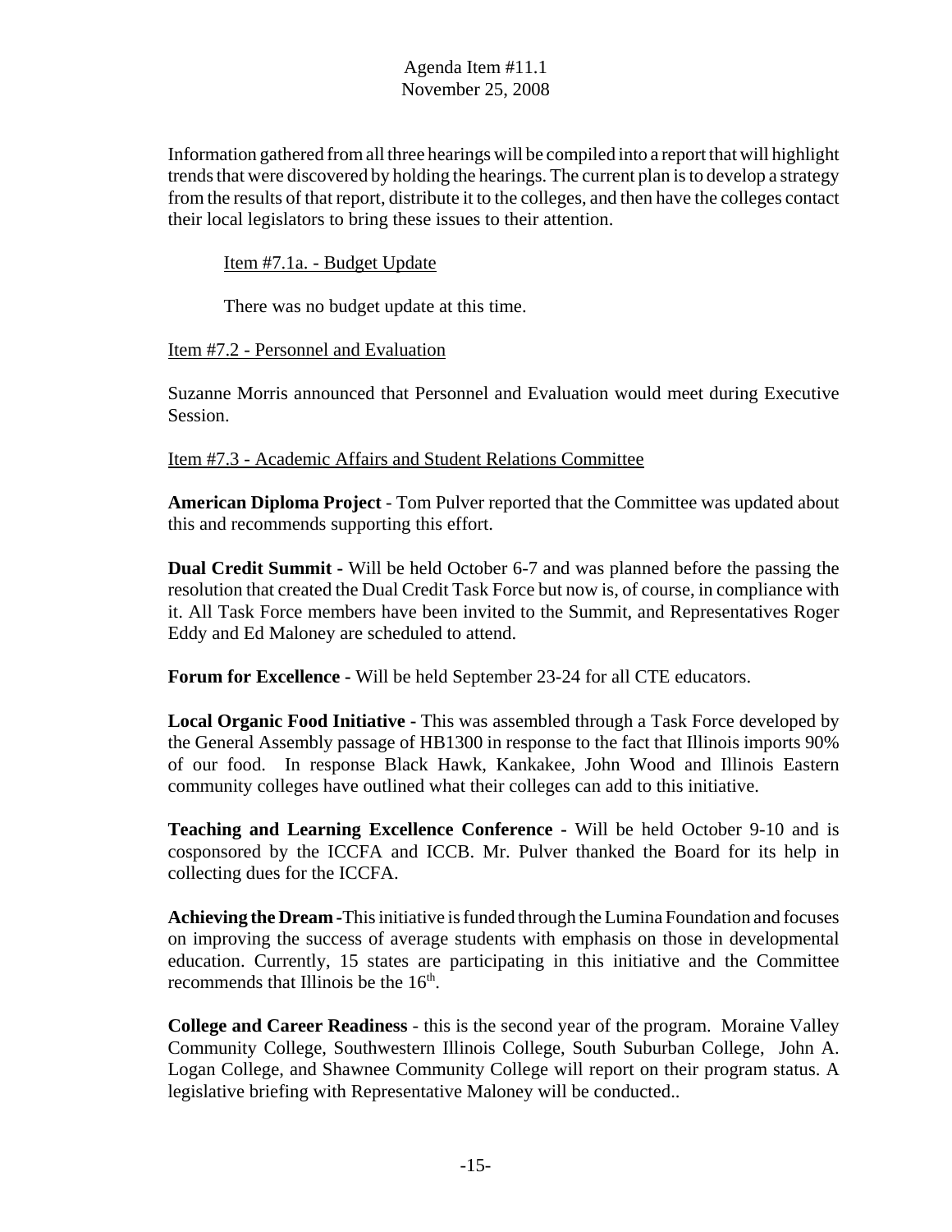Information gathered from all three hearings will be compiled into a report that will highlight trends that were discovered by holding the hearings. The current plan is to develop a strategy from the results of that report, distribute it to the colleges, and then have the colleges contact their local legislators to bring these issues to their attention.

Item #7.1a. - Budget Update

There was no budget update at this time.

Item #7.2 - Personnel and Evaluation

Suzanne Morris announced that Personnel and Evaluation would meet during Executive Session.

Item #7.3 - Academic Affairs and Student Relations Committee

**American Diploma Project** - Tom Pulver reported that the Committee was updated about this and recommends supporting this effort.

**Dual Credit Summit -** Will be held October 6-7 and was planned before the passing the resolution that created the Dual Credit Task Force but now is, of course, in compliance with it. All Task Force members have been invited to the Summit, and Representatives Roger Eddy and Ed Maloney are scheduled to attend.

**Forum for Excellence -** Will be held September 23-24 for all CTE educators.

**Local Organic Food Initiative -** This was assembled through a Task Force developed by the General Assembly passage of HB1300 in response to the fact that Illinois imports 90% of our food. In response Black Hawk, Kankakee, John Wood and Illinois Eastern community colleges have outlined what their colleges can add to this initiative.

**Teaching and Learning Excellence Conference -** Will be held October 9-10 and is cosponsored by the ICCFA and ICCB. Mr. Pulver thanked the Board for its help in collecting dues for the ICCFA.

**Achieving the Dream -**This initiative is funded through the Lumina Foundation and focuses on improving the success of average students with emphasis on those in developmental education. Currently, 15 states are participating in this initiative and the Committee recommends that Illinois be the 16th.

**College and Career Readiness** - this is the second year of the program. Moraine Valley Community College, Southwestern Illinois College, South Suburban College, John A. Logan College, and Shawnee Community College will report on their program status. A legislative briefing with Representative Maloney will be conducted..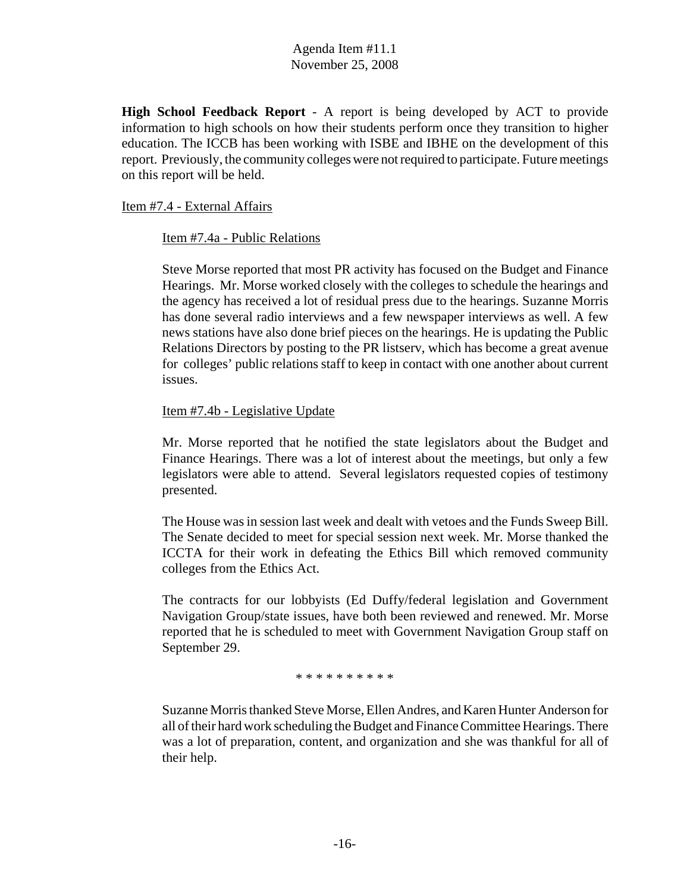**High School Feedback Report** - A report is being developed by ACT to provide information to high schools on how their students perform once they transition to higher education. The ICCB has been working with ISBE and IBHE on the development of this report. Previously, the community colleges were not required to participate. Future meetings on this report will be held.

Item #7.4 - External Affairs

Item #7.4a - Public Relations

Steve Morse reported that most PR activity has focused on the Budget and Finance Hearings. Mr. Morse worked closely with the colleges to schedule the hearings and the agency has received a lot of residual press due to the hearings. Suzanne Morris has done several radio interviews and a few newspaper interviews as well. A few news stations have also done brief pieces on the hearings. He is updating the Public Relations Directors by posting to the PR listserv, which has become a great avenue for colleges' public relations staff to keep in contact with one another about current issues.

Item #7.4b - Legislative Update

Mr. Morse reported that he notified the state legislators about the Budget and Finance Hearings. There was a lot of interest about the meetings, but only a few legislators were able to attend. Several legislators requested copies of testimony presented.

The House was in session last week and dealt with vetoes and the Funds Sweep Bill. The Senate decided to meet for special session next week. Mr. Morse thanked the ICCTA for their work in defeating the Ethics Bill which removed community colleges from the Ethics Act.

The contracts for our lobbyists (Ed Duffy/federal legislation and Government Navigation Group/state issues, have both been reviewed and renewed. Mr. Morse reported that he is scheduled to meet with Government Navigation Group staff on September 29.

\* \* \* \* \* \* \* \* \* \*

Suzanne Morris thanked Steve Morse, Ellen Andres, and Karen Hunter Anderson for all of their hard work scheduling the Budget and Finance Committee Hearings. There was a lot of preparation, content, and organization and she was thankful for all of their help.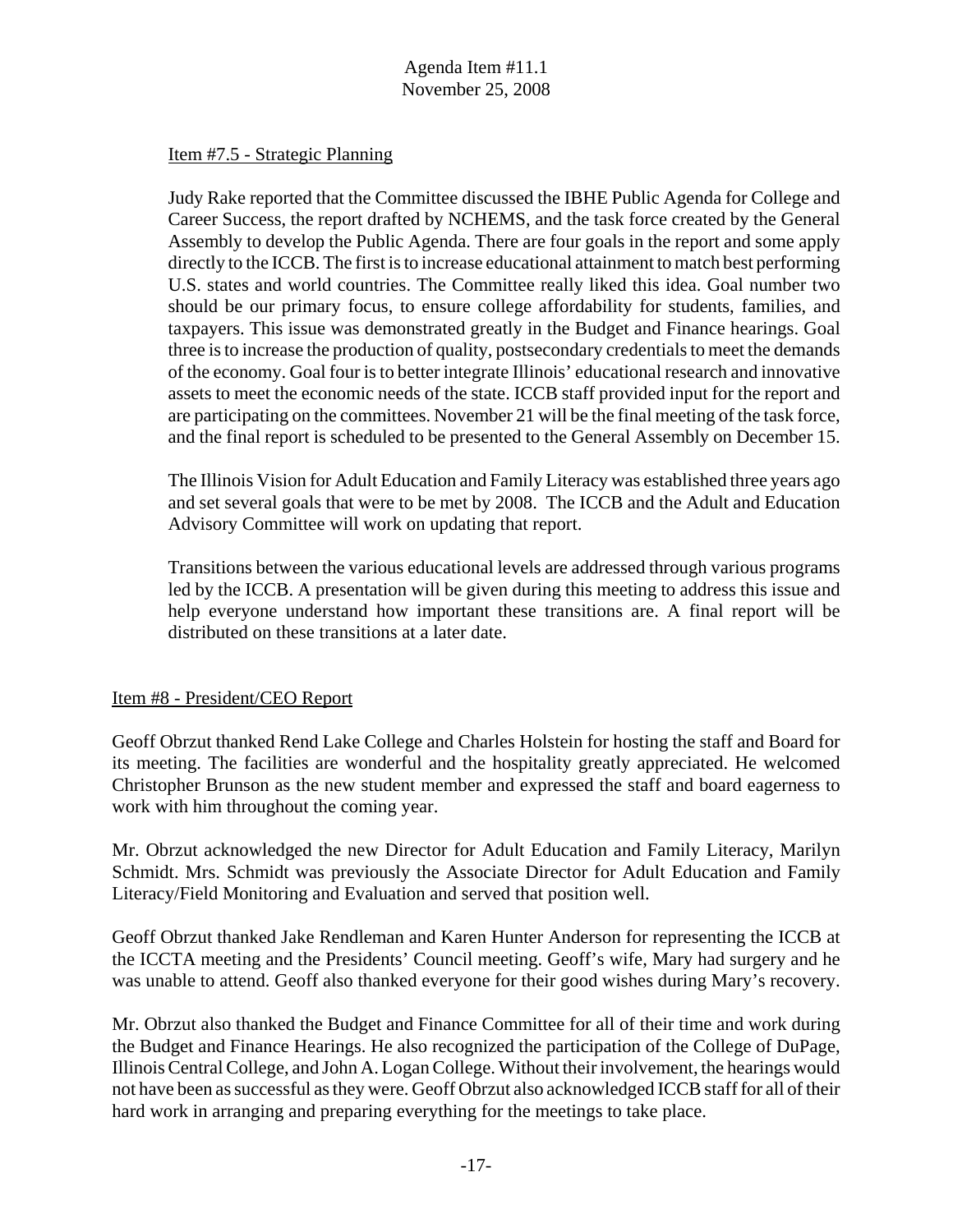Item #7.5 - Strategic Planning

Judy Rake reported that the Committee discussed the IBHE Public Agenda for College and Career Success, the report drafted by NCHEMS, and the task force created by the General Assembly to develop the Public Agenda. There are four goals in the report and some apply directly to the ICCB. The first is to increase educational attainment to match best performing U.S. states and world countries. The Committee really liked this idea. Goal number two should be our primary focus, to ensure college affordability for students, families, and taxpayers. This issue was demonstrated greatly in the Budget and Finance hearings. Goal three is to increase the production of quality, postsecondary credentials to meet the demands of the economy. Goal four is to better integrate Illinois' educational research and innovative assets to meet the economic needs of the state. ICCB staff provided input for the report and are participating on the committees. November 21 will be the final meeting of the task force, and the final report is scheduled to be presented to the General Assembly on December 15.

The Illinois Vision for Adult Education and Family Literacy was established three years ago and set several goals that were to be met by 2008. The ICCB and the Adult and Education Advisory Committee will work on updating that report.

Transitions between the various educational levels are addressed through various programs led by the ICCB. A presentation will be given during this meeting to address this issue and help everyone understand how important these transitions are. A final report will be distributed on these transitions at a later date.

Item #8 - President/CEO Report

Geoff Obrzut thanked Rend Lake College and Charles Holstein for hosting the staff and Board for its meeting. The facilities are wonderful and the hospitality greatly appreciated. He welcomed Christopher Brunson as the new student member and expressed the staff and board eagerness to work with him throughout the coming year.

Mr. Obrzut acknowledged the new Director for Adult Education and Family Literacy, Marilyn Schmidt. Mrs. Schmidt was previously the Associate Director for Adult Education and Family Literacy/Field Monitoring and Evaluation and served that position well.

Geoff Obrzut thanked Jake Rendleman and Karen Hunter Anderson for representing the ICCB at the ICCTA meeting and the Presidents' Council meeting. Geoff's wife, Mary had surgery and he was unable to attend. Geoff also thanked everyone for their good wishes during Mary's recovery.

Mr. Obrzut also thanked the Budget and Finance Committee for all of their time and work during the Budget and Finance Hearings. He also recognized the participation of the College of DuPage, Illinois Central College, and John A. Logan College. Without their involvement, the hearings would not have been as successful as they were. Geoff Obrzut also acknowledged ICCB staff for all of their hard work in arranging and preparing everything for the meetings to take place.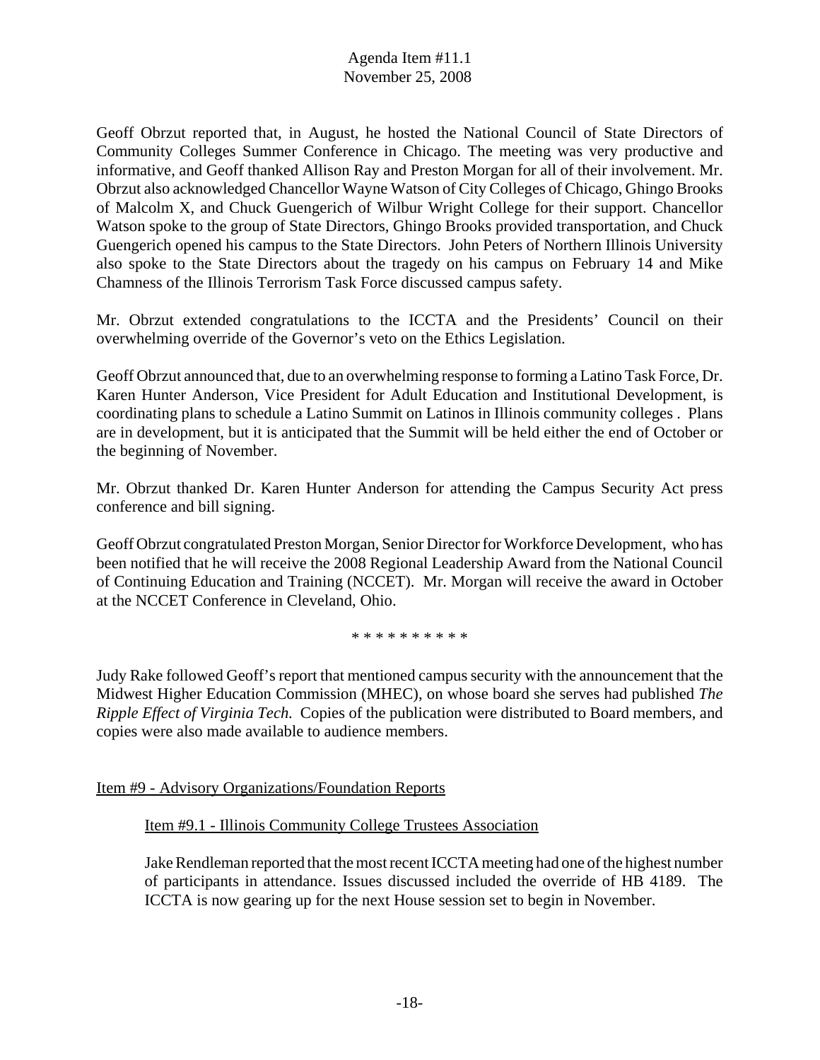Geoff Obrzut reported that, in August, he hosted the National Council of State Directors of Community Colleges Summer Conference in Chicago. The meeting was very productive and informative, and Geoff thanked Allison Ray and Preston Morgan for all of their involvement. Mr. Obrzut also acknowledged Chancellor Wayne Watson of City Colleges of Chicago, Ghingo Brooks of Malcolm X, and Chuck Guengerich of Wilbur Wright College for their support. Chancellor Watson spoke to the group of State Directors, Ghingo Brooks provided transportation, and Chuck Guengerich opened his campus to the State Directors. John Peters of Northern Illinois University also spoke to the State Directors about the tragedy on his campus on February 14 and Mike Chamness of the Illinois Terrorism Task Force discussed campus safety.

Mr. Obrzut extended congratulations to the ICCTA and the Presidents' Council on their overwhelming override of the Governor's veto on the Ethics Legislation.

Geoff Obrzut announced that, due to an overwhelming response to forming a Latino Task Force, Dr. Karen Hunter Anderson, Vice President for Adult Education and Institutional Development, is coordinating plans to schedule a Latino Summit on Latinos in Illinois community colleges . Plans are in development, but it is anticipated that the Summit will be held either the end of October or the beginning of November.

Mr. Obrzut thanked Dr. Karen Hunter Anderson for attending the Campus Security Act press conference and bill signing.

Geoff Obrzut congratulated Preston Morgan, Senior Director for Workforce Development, who has been notified that he will receive the 2008 Regional Leadership Award from the National Council of Continuing Education and Training (NCCET). Mr. Morgan will receive the award in October at the NCCET Conference in Cleveland, Ohio.

* * * * * * * * * *

Judy Rake followed Geoff's report that mentioned campus security with the announcement that the Midwest Higher Education Commission (MHEC), on whose board she serves had published *The Ripple Effect of Virginia Tech.* Copies of the publication were distributed to Board members, and copies were also made available to audience members.

## Item #9 - Advisory Organizations/Foundation Reports

### Item #9.1 - Illinois Community College Trustees Association

Jake Rendleman reported that the most recent ICCTA meeting had one of the highest number of participants in attendance. Issues discussed included the override of HB 4189. The ICCTA is now gearing up for the next House session set to begin in November.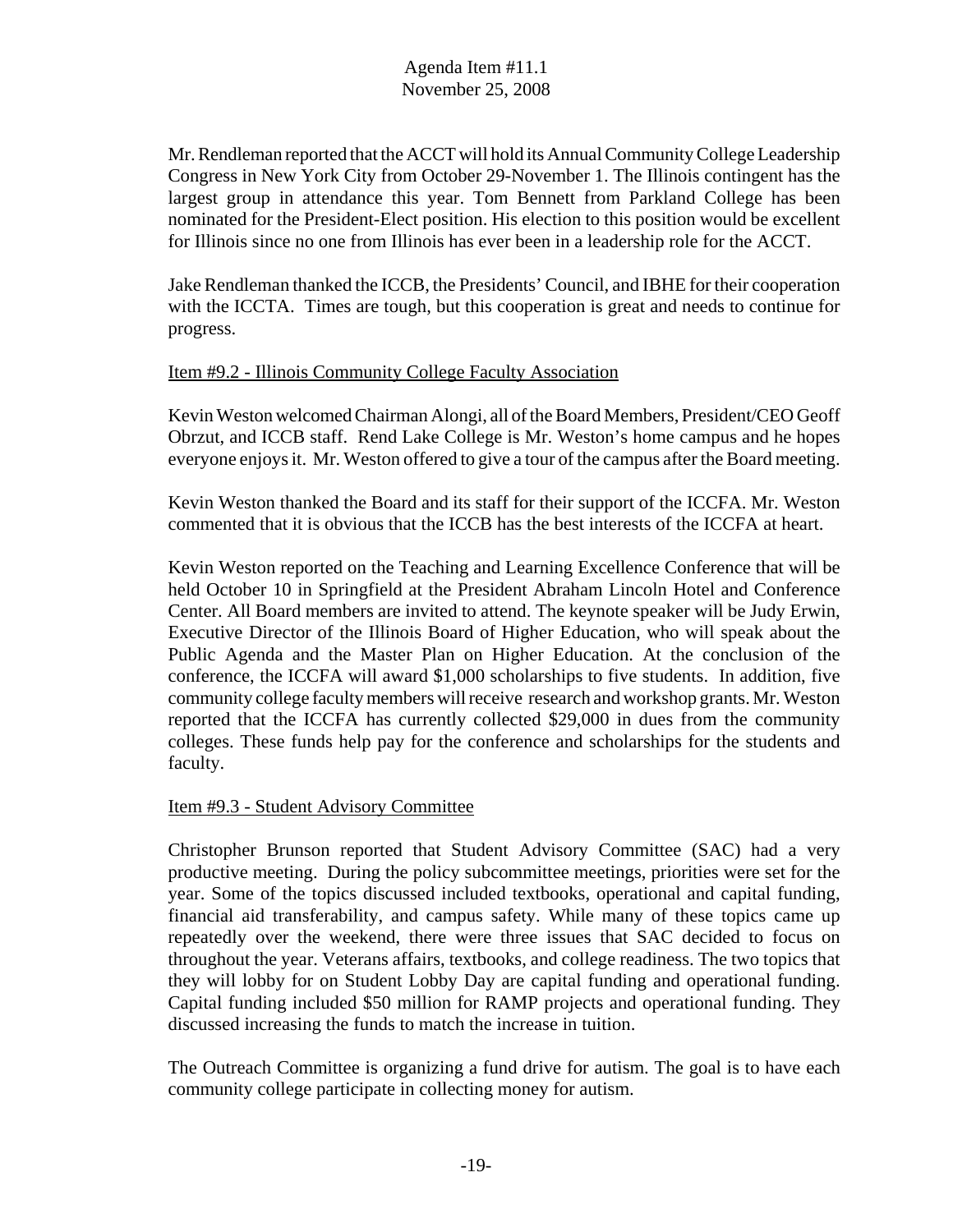Mr. Rendleman reported that the ACCT will hold its Annual Community College Leadership Congress in New York City from October 29-November 1. The Illinois contingent has the largest group in attendance this year. Tom Bennett from Parkland College has been nominated for the President-Elect position. His election to this position would be excellent for Illinois since no one from Illinois has ever been in a leadership role for the ACCT.

Jake Rendleman thanked the ICCB, the Presidents' Council, and IBHE for their cooperation with the ICCTA. Times are tough, but this cooperation is great and needs to continue for progress.

Item #9.2 - Illinois Community College Faculty Association

Kevin Weston welcomed Chairman Alongi, all of the Board Members, President/CEO Geoff Obrzut, and ICCB staff. Rend Lake College is Mr. Weston's home campus and he hopes everyone enjoys it. Mr. Weston offered to give a tour of the campus after the Board meeting.

Kevin Weston thanked the Board and its staff for their support of the ICCFA. Mr. Weston commented that it is obvious that the ICCB has the best interests of the ICCFA at heart.

Kevin Weston reported on the Teaching and Learning Excellence Conference that will be held October 10 in Springfield at the President Abraham Lincoln Hotel and Conference Center. All Board members are invited to attend. The keynote speaker will be Judy Erwin, Executive Director of the Illinois Board of Higher Education, who will speak about the Public Agenda and the Master Plan on Higher Education. At the conclusion of the conference, the ICCFA will award $1,000 scholarships to five students. In addition, five community college faculty members will receive research and workshop grants. Mr. Weston reported that the ICCFA has currently collected $29,000 in dues from the community colleges. These funds help pay for the conference and scholarships for the students and faculty.

Item #9.3 - Student Advisory Committee

Christopher Brunson reported that Student Advisory Committee (SAC) had a very productive meeting. During the policy subcommittee meetings, priorities were set for the year. Some of the topics discussed included textbooks, operational and capital funding, financial aid transferability, and campus safety. While many of these topics came up repeatedly over the weekend, there were three issues that SAC decided to focus on throughout the year. Veterans affairs, textbooks, and college readiness. The two topics that they will lobby for on Student Lobby Day are capital funding and operational funding. Capital funding included $50 million for RAMP projects and operational funding. They discussed increasing the funds to match the increase in tuition.

The Outreach Committee is organizing a fund drive for autism. The goal is to have each community college participate in collecting money for autism.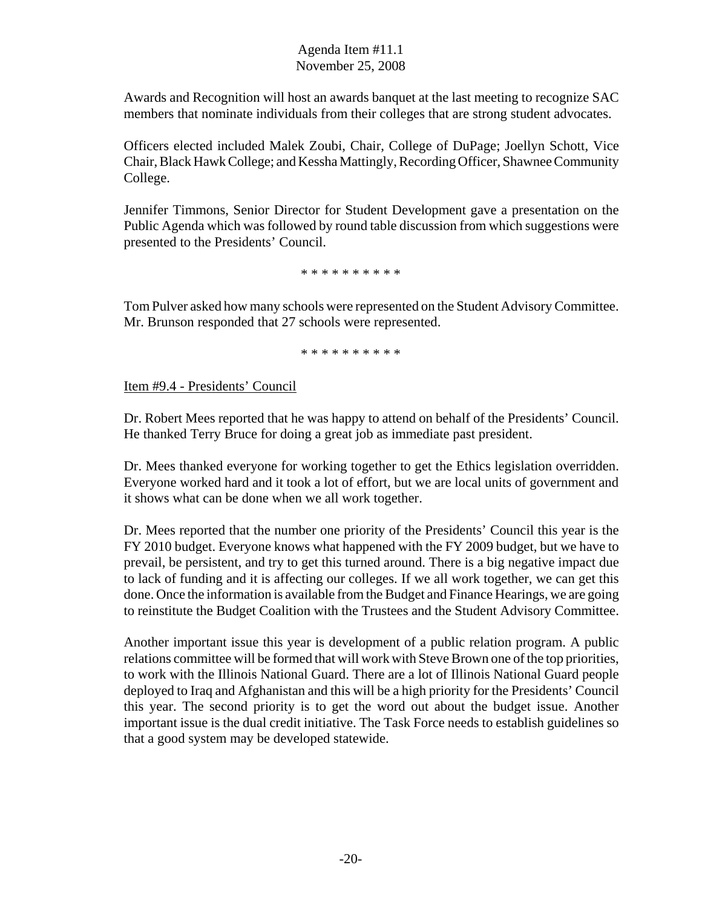Awards and Recognition will host an awards banquet at the last meeting to recognize SAC members that nominate individuals from their colleges that are strong student advocates.

Officers elected included Malek Zoubi, Chair, College of DuPage; Joellyn Schott, Vice Chair, Black Hawk College; and Kessha Mattingly, Recording Officer, Shawnee Community College.

Jennifer Timmons, Senior Director for Student Development gave a presentation on the Public Agenda which was followed by round table discussion from which suggestions were presented to the Presidents' Council.

\* \* \* \* \* \* \* \* \* \*

Tom Pulver asked how many schools were represented on the Student Advisory Committee. Mr. Brunson responded that 27 schools were represented.

\* \* \* \* \* \* \* \* \* \*

<u>Item #9.4 - Presidents' Council</u>

Dr. Robert Mees reported that he was happy to attend on behalf of the Presidents' Council. He thanked Terry Bruce for doing a great job as immediate past president.

Dr. Mees thanked everyone for working together to get the Ethics legislation overridden. Everyone worked hard and it took a lot of effort, but we are local units of government and it shows what can be done when we all work together.

Dr. Mees reported that the number one priority of the Presidents' Council this year is the FY 2010 budget. Everyone knows what happened with the FY 2009 budget, but we have to prevail, be persistent, and try to get this turned around. There is a big negative impact due to lack of funding and it is affecting our colleges. If we all work together, we can get this done. Once the information is available from the Budget and Finance Hearings, we are going to reinstitute the Budget Coalition with the Trustees and the Student Advisory Committee.

Another important issue this year is development of a public relation program. A public relations committee will be formed that will work with Steve Brown one of the top priorities, to work with the Illinois National Guard. There are a lot of Illinois National Guard people deployed to Iraq and Afghanistan and this will be a high priority for the Presidents' Council this year. The second priority is to get the word out about the budget issue. Another important issue is the dual credit initiative. The Task Force needs to establish guidelines so that a good system may be developed statewide.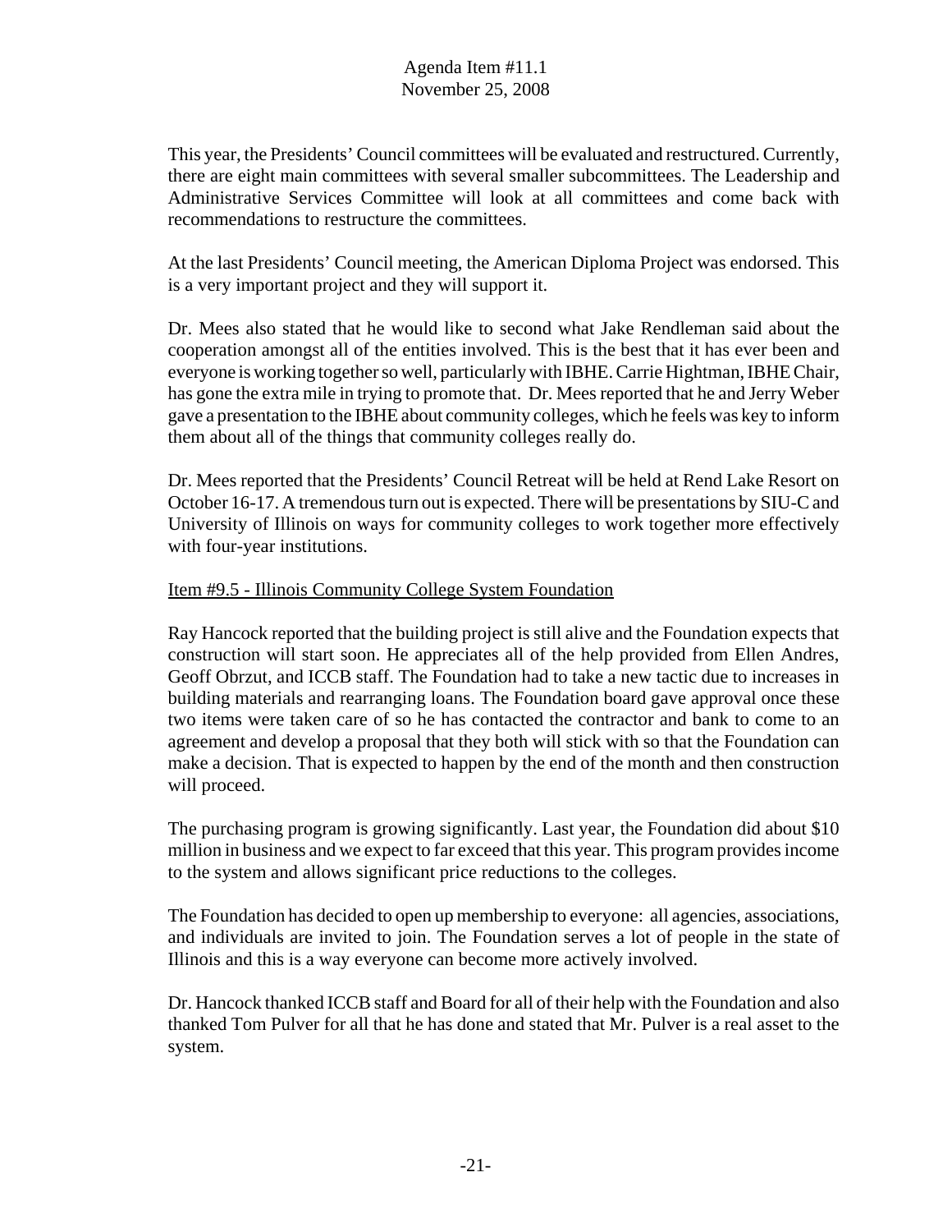This year, the Presidents' Council committees will be evaluated and restructured. Currently, there are eight main committees with several smaller subcommittees. The Leadership and Administrative Services Committee will look at all committees and come back with recommendations to restructure the committees.

At the last Presidents' Council meeting, the American Diploma Project was endorsed. This is a very important project and they will support it.

Dr. Mees also stated that he would like to second what Jake Rendleman said about the cooperation amongst all of the entities involved. This is the best that it has ever been and everyone is working together so well, particularly with IBHE. Carrie Hightman, IBHE Chair, has gone the extra mile in trying to promote that. Dr. Mees reported that he and Jerry Weber gave a presentation to the IBHE about community colleges, which he feels was key to inform them about all of the things that community colleges really do.

Dr. Mees reported that the Presidents' Council Retreat will be held at Rend Lake Resort on October 16-17. A tremendous turn out is expected. There will be presentations by SIU-C and University of Illinois on ways for community colleges to work together more effectively with four-year institutions.

Item #9.5 - Illinois Community College System Foundation

Ray Hancock reported that the building project is still alive and the Foundation expects that construction will start soon. He appreciates all of the help provided from Ellen Andres, Geoff Obrzut, and ICCB staff. The Foundation had to take a new tactic due to increases in building materials and rearranging loans. The Foundation board gave approval once these two items were taken care of so he has contacted the contractor and bank to come to an agreement and develop a proposal that they both will stick with so that the Foundation can make a decision. That is expected to happen by the end of the month and then construction will proceed.

The purchasing program is growing significantly. Last year, the Foundation did about $10 million in business and we expect to far exceed that this year. This program provides income to the system and allows significant price reductions to the colleges.

The Foundation has decided to open up membership to everyone: all agencies, associations, and individuals are invited to join. The Foundation serves a lot of people in the state of Illinois and this is a way everyone can become more actively involved.

Dr. Hancock thanked ICCB staff and Board for all of their help with the Foundation and also thanked Tom Pulver for all that he has done and stated that Mr. Pulver is a real asset to the system.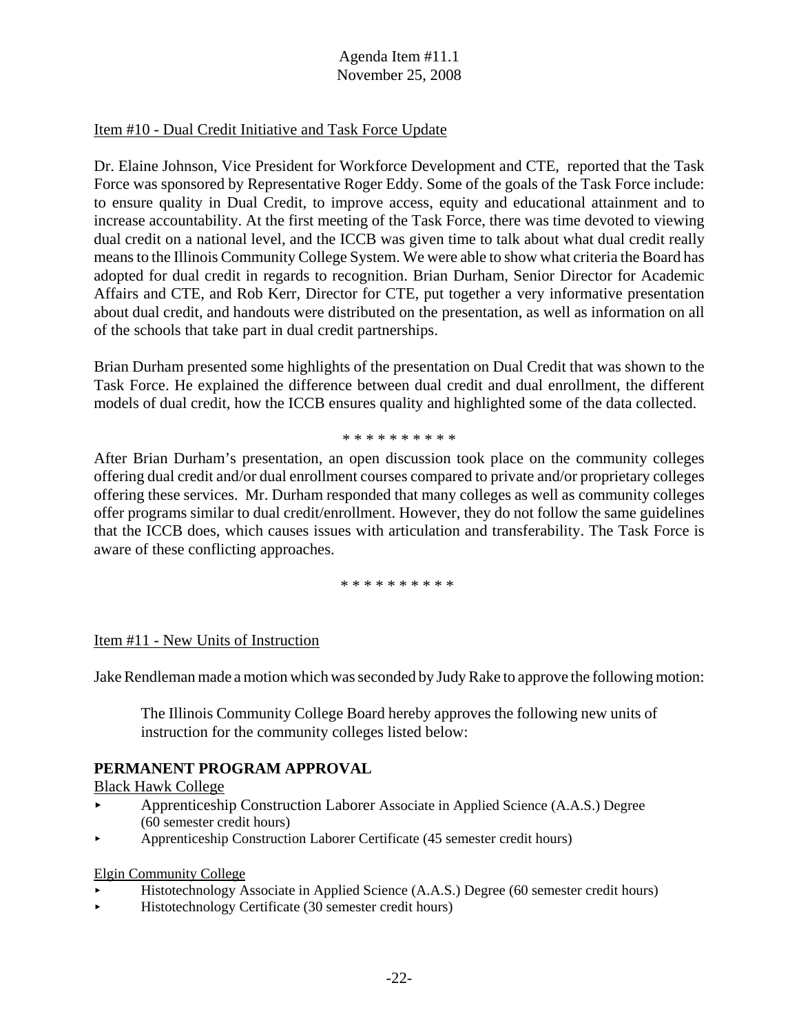Item #10 - Dual Credit Initiative and Task Force Update

Dr. Elaine Johnson, Vice President for Workforce Development and CTE, reported that the Task Force was sponsored by Representative Roger Eddy. Some of the goals of the Task Force include: to ensure quality in Dual Credit, to improve access, equity and educational attainment and to increase accountability. At the first meeting of the Task Force, there was time devoted to viewing dual credit on a national level, and the ICCB was given time to talk about what dual credit really means to the Illinois Community College System. We were able to show what criteria the Board has adopted for dual credit in regards to recognition. Brian Durham, Senior Director for Academic Affairs and CTE, and Rob Kerr, Director for CTE, put together a very informative presentation about dual credit, and handouts were distributed on the presentation, as well as information on all of the schools that take part in dual credit partnerships.

Brian Durham presented some highlights of the presentation on Dual Credit that was shown to the Task Force. He explained the difference between dual credit and dual enrollment, the different models of dual credit, how the ICCB ensures quality and highlighted some of the data collected.

\* \* \* \* \* \* \* \* \* \*

After Brian Durham's presentation, an open discussion took place on the community colleges offering dual credit and/or dual enrollment courses compared to private and/or proprietary colleges offering these services. Mr. Durham responded that many colleges as well as community colleges offer programs similar to dual credit/enrollment. However, they do not follow the same guidelines that the ICCB does, which causes issues with articulation and transferability. The Task Force is aware of these conflicting approaches.

\* \* \* \* \* \* \* \* \* \*

Item #11 - New Units of Instruction

Jake Rendleman made a motion which was seconded by Judy Rake to approve the following motion:

> The Illinois Community College Board hereby approves the following new units of instruction for the community colleges listed below:

**PERMANENT PROGRAM APPROVAL**

Black Hawk College

- Apprenticeship Construction Laborer Associate in Applied Science (A.A.S.) Degree (60 semester credit hours)
- Apprenticeship Construction Laborer Certificate (45 semester credit hours)

Elgin Community College

- Histotechnology Associate in Applied Science (A.A.S.) Degree (60 semester credit hours)
- Histotechnology Certificate (30 semester credit hours)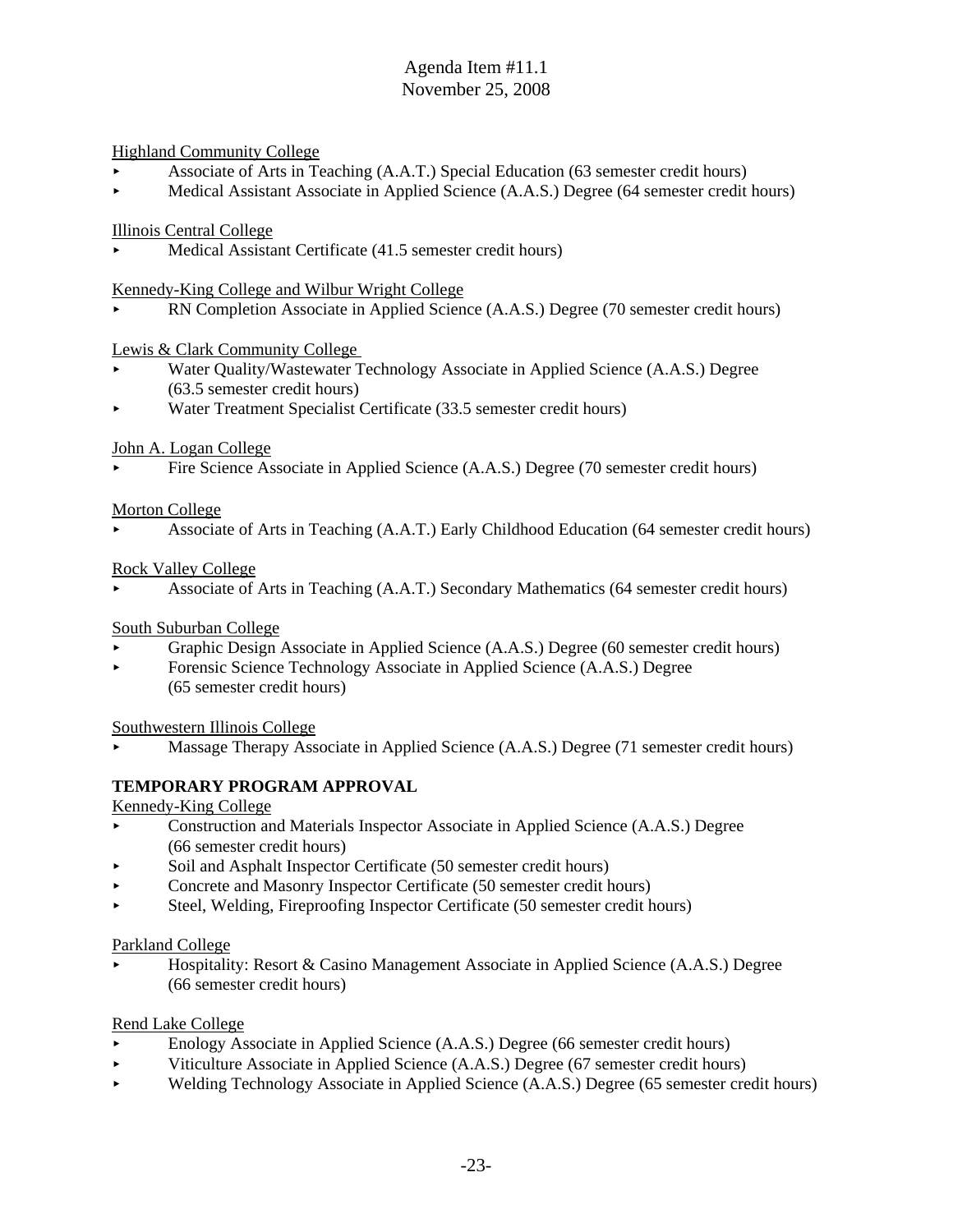Highland Community College

- Associate of Arts in Teaching (A.A.T.) Special Education (63 semester credit hours)
- Medical Assistant Associate in Applied Science (A.A.S.) Degree (64 semester credit hours)

Illinois Central College

- Medical Assistant Certificate (41.5 semester credit hours)

Kennedy-King College and Wilbur Wright College

- RN Completion Associate in Applied Science (A.A.S.) Degree (70 semester credit hours)

Lewis & Clark Community College

- Water Quality/Wastewater Technology Associate in Applied Science (A.A.S.) Degree (63.5 semester credit hours)
- Water Treatment Specialist Certificate (33.5 semester credit hours)

John A. Logan College

- Fire Science Associate in Applied Science (A.A.S.) Degree (70 semester credit hours)

Morton College

- Associate of Arts in Teaching (A.A.T.) Early Childhood Education (64 semester credit hours)

Rock Valley College

- Associate of Arts in Teaching (A.A.T.) Secondary Mathematics (64 semester credit hours)

South Suburban College

- Graphic Design Associate in Applied Science (A.A.S.) Degree (60 semester credit hours)
- Forensic Science Technology Associate in Applied Science (A.A.S.) Degree (65 semester credit hours)

Southwestern Illinois College

- Massage Therapy Associate in Applied Science (A.A.S.) Degree (71 semester credit hours)

**TEMPORARY PROGRAM APPROVAL**

Kennedy-King College

- Construction and Materials Inspector Associate in Applied Science (A.A.S.) Degree (66 semester credit hours)
- Soil and Asphalt Inspector Certificate (50 semester credit hours)
- Concrete and Masonry Inspector Certificate (50 semester credit hours)
- Steel, Welding, Fireproofing Inspector Certificate (50 semester credit hours)

Parkland College

- Hospitality: Resort & Casino Management Associate in Applied Science (A.A.S.) Degree (66 semester credit hours)

Rend Lake College

- Enology Associate in Applied Science (A.A.S.) Degree (66 semester credit hours)
- Viticulture Associate in Applied Science (A.A.S.) Degree (67 semester credit hours)
- Welding Technology Associate in Applied Science (A.A.S.) Degree (65 semester credit hours)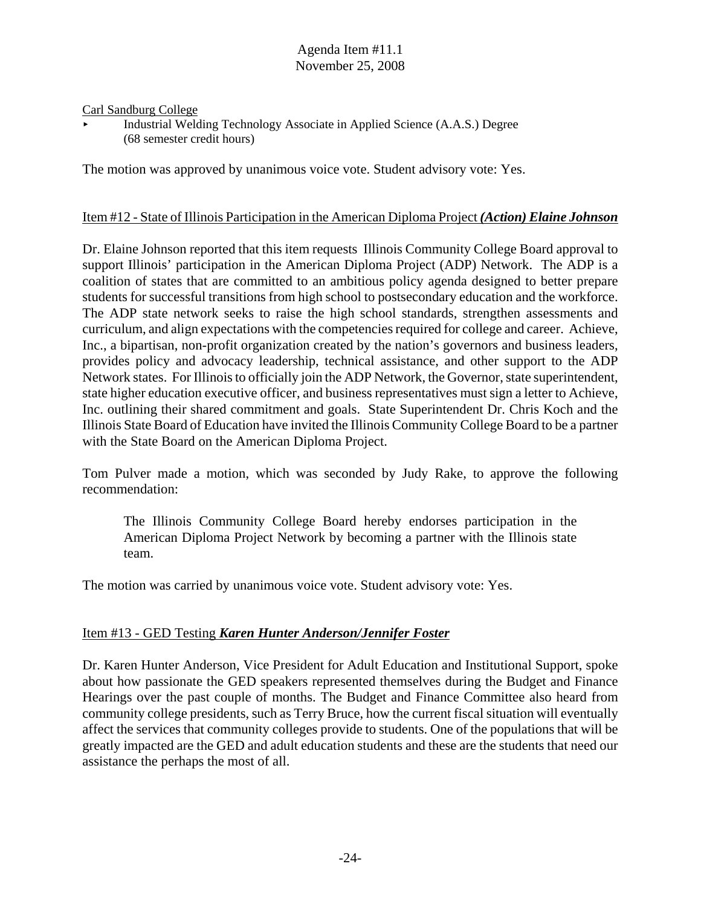Carl Sandburg College

- Industrial Welding Technology Associate in Applied Science (A.A.S.) Degree (68 semester credit hours)

The motion was approved by unanimous voice vote. Student advisory vote: Yes.

Item #12 - State of Illinois Participation in the American Diploma Project ***(Action) Elaine Johnson***

Dr. Elaine Johnson reported that this item requests Illinois Community College Board approval to support Illinois' participation in the American Diploma Project (ADP) Network. The ADP is a coalition of states that are committed to an ambitious policy agenda designed to better prepare students for successful transitions from high school to postsecondary education and the workforce. The ADP state network seeks to raise the high school standards, strengthen assessments and curriculum, and align expectations with the competencies required for college and career. Achieve, Inc., a bipartisan, non-profit organization created by the nation's governors and business leaders, provides policy and advocacy leadership, technical assistance, and other support to the ADP Network states. For Illinois to officially join the ADP Network, the Governor, state superintendent, state higher education executive officer, and business representatives must sign a letter to Achieve, Inc. outlining their shared commitment and goals. State Superintendent Dr. Chris Koch and the Illinois State Board of Education have invited the Illinois Community College Board to be a partner with the State Board on the American Diploma Project.

Tom Pulver made a motion, which was seconded by Judy Rake, to approve the following recommendation:

> The Illinois Community College Board hereby endorses participation in the American Diploma Project Network by becoming a partner with the Illinois state team.

The motion was carried by unanimous voice vote. Student advisory vote: Yes.

Item #13 - GED Testing ***Karen Hunter Anderson/Jennifer Foster***

Dr. Karen Hunter Anderson, Vice President for Adult Education and Institutional Support, spoke about how passionate the GED speakers represented themselves during the Budget and Finance Hearings over the past couple of months. The Budget and Finance Committee also heard from community college presidents, such as Terry Bruce, how the current fiscal situation will eventually affect the services that community colleges provide to students. One of the populations that will be greatly impacted are the GED and adult education students and these are the students that need our assistance the perhaps the most of all.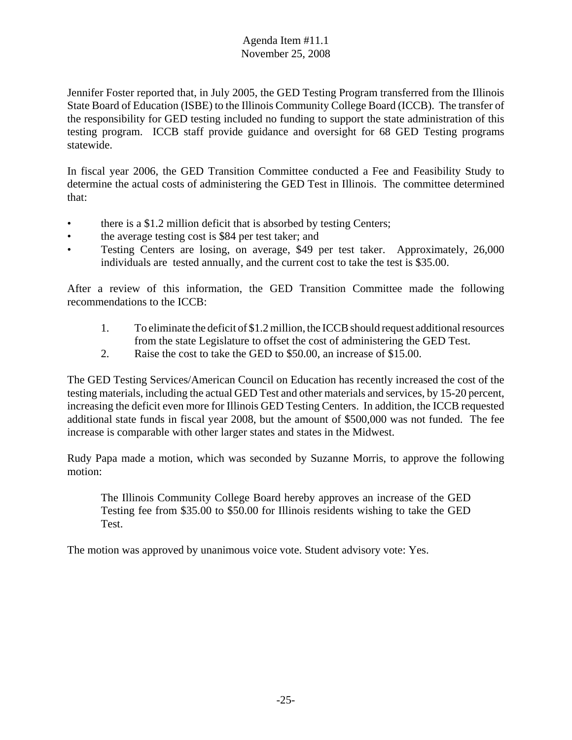Agenda Item #11.1
November 25, 2008

Jennifer Foster reported that, in July 2005, the GED Testing Program transferred from the Illinois State Board of Education (ISBE) to the Illinois Community College Board (ICCB). The transfer of the responsibility for GED testing included no funding to support the state administration of this testing program. ICCB staff provide guidance and oversight for 68 GED Testing programs statewide.

In fiscal year 2006, the GED Transition Committee conducted a Fee and Feasibility Study to determine the actual costs of administering the GED Test in Illinois. The committee determined that:

- there is a $1.2 million deficit that is absorbed by testing Centers;
- the average testing cost is $84 per test taker; and
- Testing Centers are losing, on average, $49 per test taker. Approximately, 26,000 individuals are tested annually, and the current cost to take the test is $35.00.

After a review of this information, the GED Transition Committee made the following recommendations to the ICCB:

1. To eliminate the deficit of $1.2 million, the ICCB should request additional resources from the state Legislature to offset the cost of administering the GED Test.
2. Raise the cost to take the GED to $50.00, an increase of $15.00.

The GED Testing Services/American Council on Education has recently increased the cost of the testing materials, including the actual GED Test and other materials and services, by 15-20 percent, increasing the deficit even more for Illinois GED Testing Centers. In addition, the ICCB requested additional state funds in fiscal year 2008, but the amount of $500,000 was not funded. The fee increase is comparable with other larger states and states in the Midwest.

Rudy Papa made a motion, which was seconded by Suzanne Morris, to approve the following motion:

> The Illinois Community College Board hereby approves an increase of the GED Testing fee from $35.00 to $50.00 for Illinois residents wishing to take the GED Test.

The motion was approved by unanimous voice vote. Student advisory vote: Yes.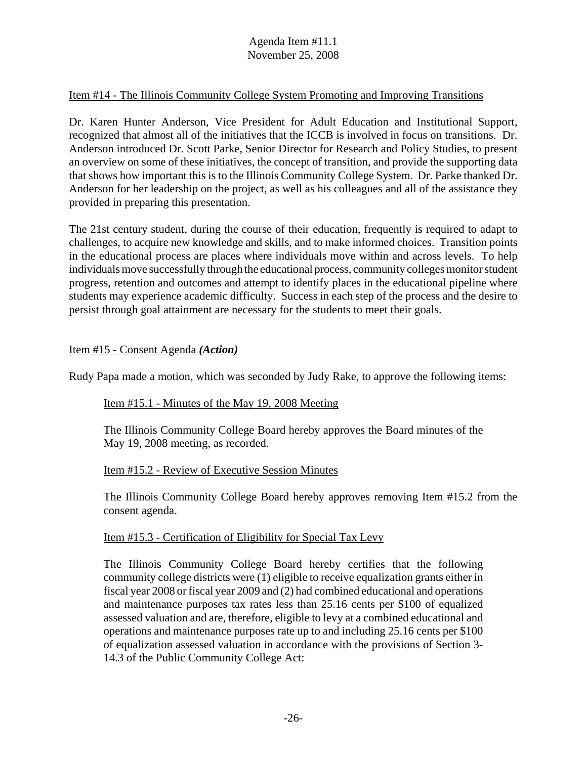Item #14 - The Illinois Community College System Promoting and Improving Transitions

Dr. Karen Hunter Anderson, Vice President for Adult Education and Institutional Support, recognized that almost all of the initiatives that the ICCB is involved in focus on transitions. Dr. Anderson introduced Dr. Scott Parke, Senior Director for Research and Policy Studies, to present an overview on some of these initiatives, the concept of transition, and provide the supporting data that shows how important this is to the Illinois Community College System. Dr. Parke thanked Dr. Anderson for her leadership on the project, as well as his colleagues and all of the assistance they provided in preparing this presentation.

The 21st century student, during the course of their education, frequently is required to adapt to challenges, to acquire new knowledge and skills, and to make informed choices. Transition points in the educational process are places where individuals move within and across levels. To help individuals move successfully through the educational process, community colleges monitor student progress, retention and outcomes and attempt to identify places in the educational pipeline where students may experience academic difficulty. Success in each step of the process and the desire to persist through goal attainment are necessary for the students to meet their goals.

Item #15 - Consent Agenda ***(Action)***

Rudy Papa made a motion, which was seconded by Judy Rake, to approve the following items:

Item #15.1 - Minutes of the May 19, 2008 Meeting

The Illinois Community College Board hereby approves the Board minutes of the May 19, 2008 meeting, as recorded.

Item #15.2 - Review of Executive Session Minutes

The Illinois Community College Board hereby approves removing Item #15.2 from the consent agenda.

Item #15.3 - Certification of Eligibility for Special Tax Levy

The Illinois Community College Board hereby certifies that the following community college districts were (1) eligible to receive equalization grants either in fiscal year 2008 or fiscal year 2009 and (2) had combined educational and operations and maintenance purposes tax rates less than 25.16 cents per $100 of equalized assessed valuation and are, therefore, eligible to levy at a combined educational and operations and maintenance purposes rate up to and including 25.16 cents per $100 of equalization assessed valuation in accordance with the provisions of Section 3-14.3 of the Public Community College Act: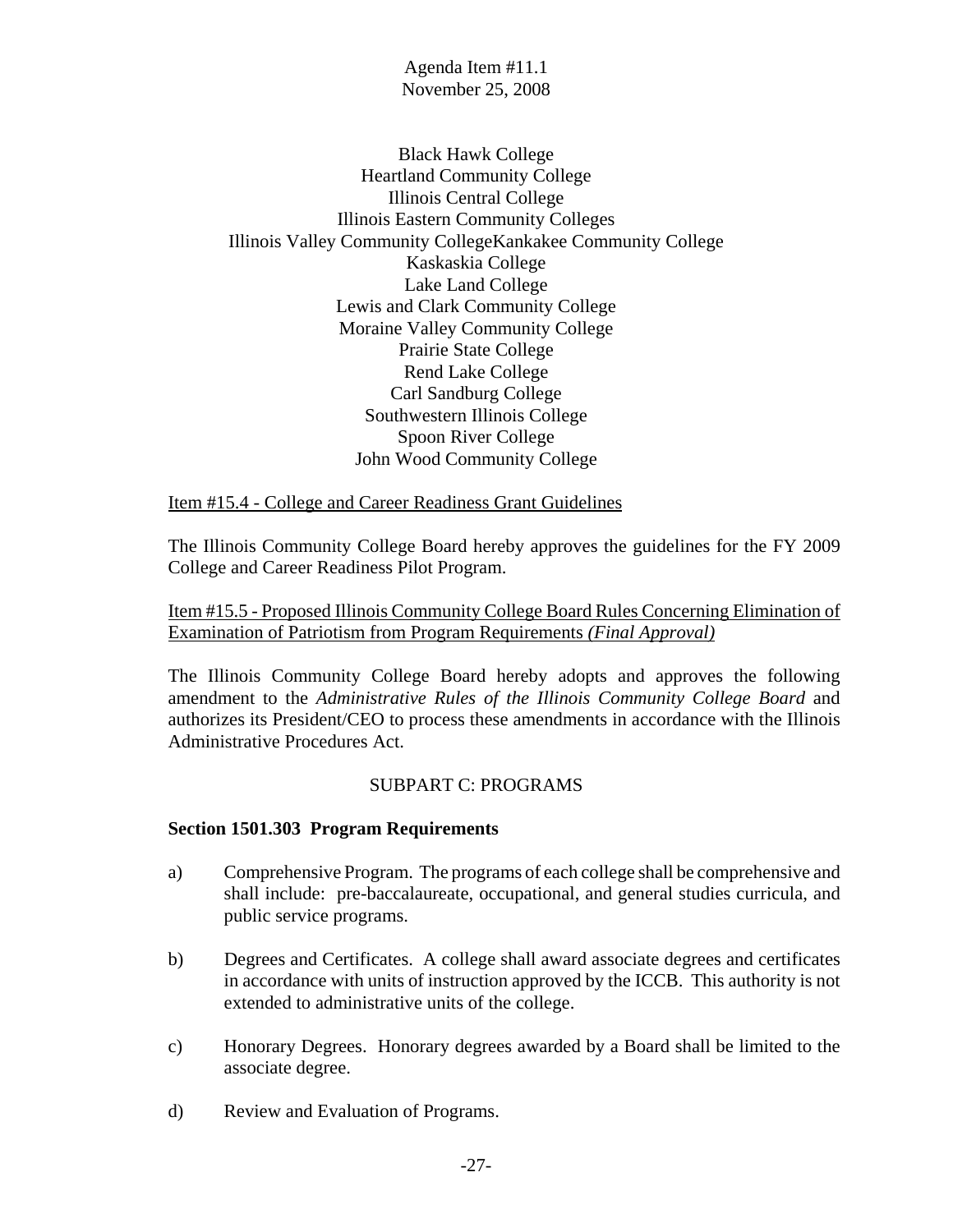Black Hawk College
Heartland Community College
Illinois Central College
Illinois Eastern Community Colleges
Illinois Valley Community CollegeKankakee Community College
Kaskaskia College
Lake Land College
Lewis and Clark Community College
Moraine Valley Community College
Prairie State College
Rend Lake College
Carl Sandburg College
Southwestern Illinois College
Spoon River College
John Wood Community College

Item #15.4 - College and Career Readiness Grant Guidelines

The Illinois Community College Board hereby approves the guidelines for the FY 2009 College and Career Readiness Pilot Program.

Item #15.5 - Proposed Illinois Community College Board Rules Concerning Elimination of Examination of Patriotism from Program Requirements *(Final Approval)*

The Illinois Community College Board hereby adopts and approves the following amendment to the *Administrative Rules of the Illinois Community College Board* and authorizes its President/CEO to process these amendments in accordance with the Illinois Administrative Procedures Act.

SUBPART C: PROGRAMS

**Section 1501.303 Program Requirements**

a) Comprehensive Program. The programs of each college shall be comprehensive and shall include: pre-baccalaureate, occupational, and general studies curricula, and public service programs.

b) Degrees and Certificates. A college shall award associate degrees and certificates in accordance with units of instruction approved by the ICCB. This authority is not extended to administrative units of the college.

c) Honorary Degrees. Honorary degrees awarded by a Board shall be limited to the associate degree.

d) Review and Evaluation of Programs.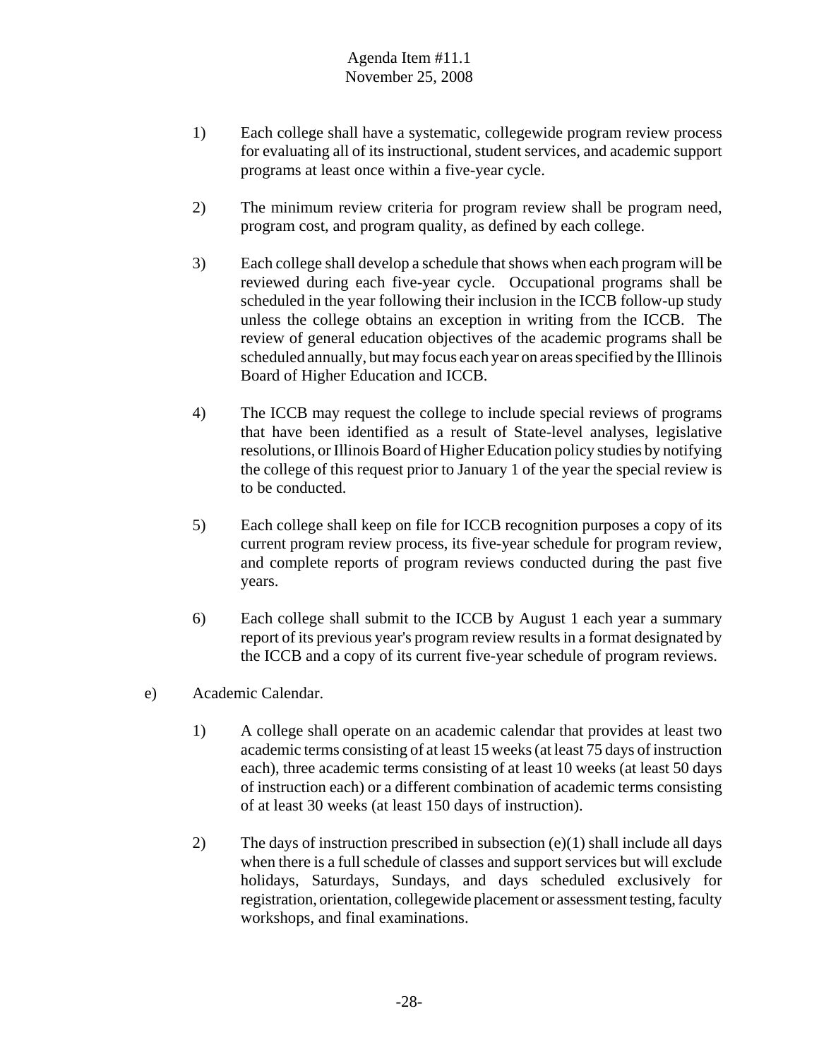1) Each college shall have a systematic, collegewide program review process for evaluating all of its instructional, student services, and academic support programs at least once within a five-year cycle.

2) The minimum review criteria for program review shall be program need, program cost, and program quality, as defined by each college.

3) Each college shall develop a schedule that shows when each program will be reviewed during each five-year cycle. Occupational programs shall be scheduled in the year following their inclusion in the ICCB follow-up study unless the college obtains an exception in writing from the ICCB. The review of general education objectives of the academic programs shall be scheduled annually, but may focus each year on areas specified by the Illinois Board of Higher Education and ICCB.

4) The ICCB may request the college to include special reviews of programs that have been identified as a result of State-level analyses, legislative resolutions, or Illinois Board of Higher Education policy studies by notifying the college of this request prior to January 1 of the year the special review is to be conducted.

5) Each college shall keep on file for ICCB recognition purposes a copy of its current program review process, its five-year schedule for program review, and complete reports of program reviews conducted during the past five years.

6) Each college shall submit to the ICCB by August 1 each year a summary report of its previous year's program review results in a format designated by the ICCB and a copy of its current five-year schedule of program reviews.

e) Academic Calendar.

1) A college shall operate on an academic calendar that provides at least two academic terms consisting of at least 15 weeks (at least 75 days of instruction each), three academic terms consisting of at least 10 weeks (at least 50 days of instruction each) or a different combination of academic terms consisting of at least 30 weeks (at least 150 days of instruction).

2) The days of instruction prescribed in subsection (e)(1) shall include all days when there is a full schedule of classes and support services but will exclude holidays, Saturdays, Sundays, and days scheduled exclusively for registration, orientation, collegewide placement or assessment testing, faculty workshops, and final examinations.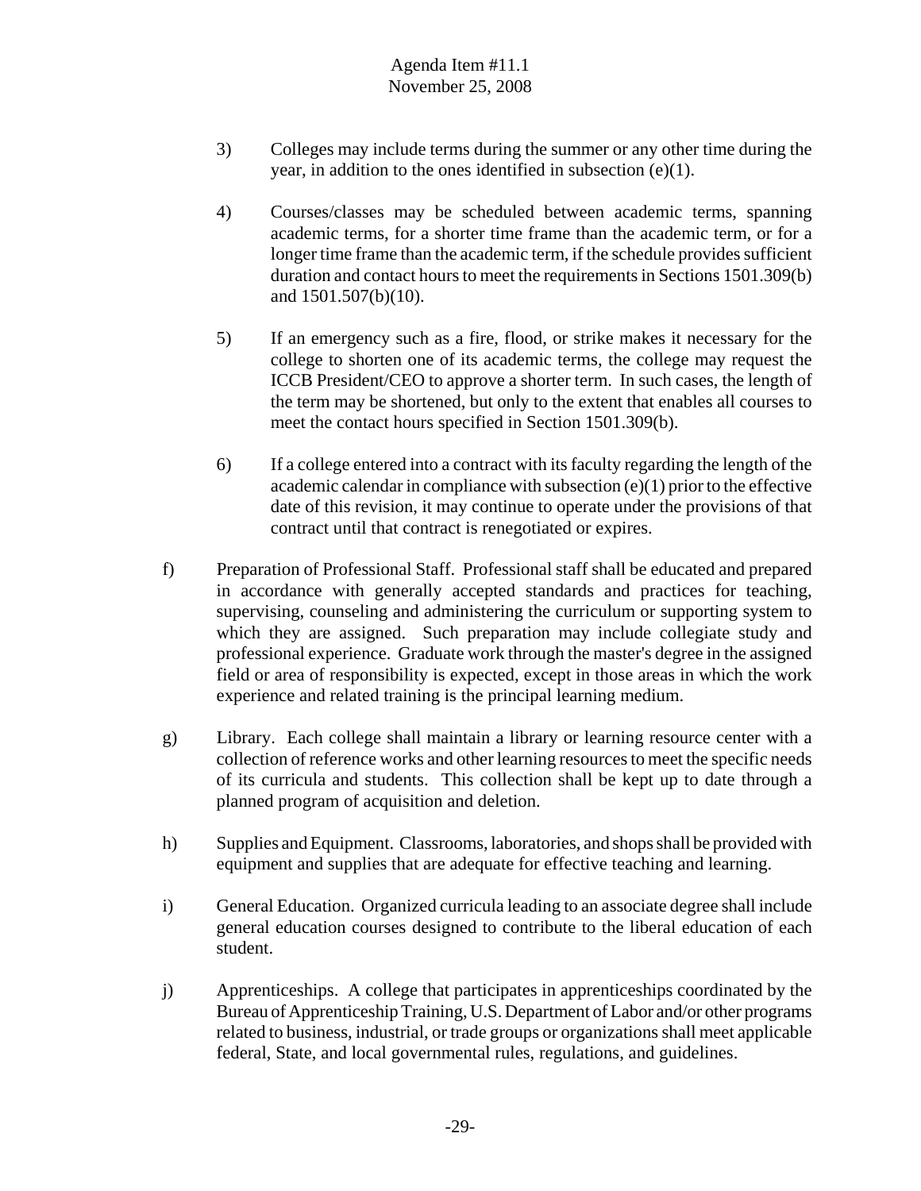3) Colleges may include terms during the summer or any other time during the year, in addition to the ones identified in subsection (e)(1).

4) Courses/classes may be scheduled between academic terms, spanning academic terms, for a shorter time frame than the academic term, or for a longer time frame than the academic term, if the schedule provides sufficient duration and contact hours to meet the requirements in Sections 1501.309(b) and 1501.507(b)(10).

5) If an emergency such as a fire, flood, or strike makes it necessary for the college to shorten one of its academic terms, the college may request the ICCB President/CEO to approve a shorter term. In such cases, the length of the term may be shortened, but only to the extent that enables all courses to meet the contact hours specified in Section 1501.309(b).

6) If a college entered into a contract with its faculty regarding the length of the academic calendar in compliance with subsection (e)(1) prior to the effective date of this revision, it may continue to operate under the provisions of that contract until that contract is renegotiated or expires.

f) Preparation of Professional Staff. Professional staff shall be educated and prepared in accordance with generally accepted standards and practices for teaching, supervising, counseling and administering the curriculum or supporting system to which they are assigned. Such preparation may include collegiate study and professional experience. Graduate work through the master's degree in the assigned field or area of responsibility is expected, except in those areas in which the work experience and related training is the principal learning medium.

g) Library. Each college shall maintain a library or learning resource center with a collection of reference works and other learning resources to meet the specific needs of its curricula and students. This collection shall be kept up to date through a planned program of acquisition and deletion.

h) Supplies and Equipment. Classrooms, laboratories, and shops shall be provided with equipment and supplies that are adequate for effective teaching and learning.

i) General Education. Organized curricula leading to an associate degree shall include general education courses designed to contribute to the liberal education of each student.

j) Apprenticeships. A college that participates in apprenticeships coordinated by the Bureau of Apprenticeship Training, U.S. Department of Labor and/or other programs related to business, industrial, or trade groups or organizations shall meet applicable federal, State, and local governmental rules, regulations, and guidelines.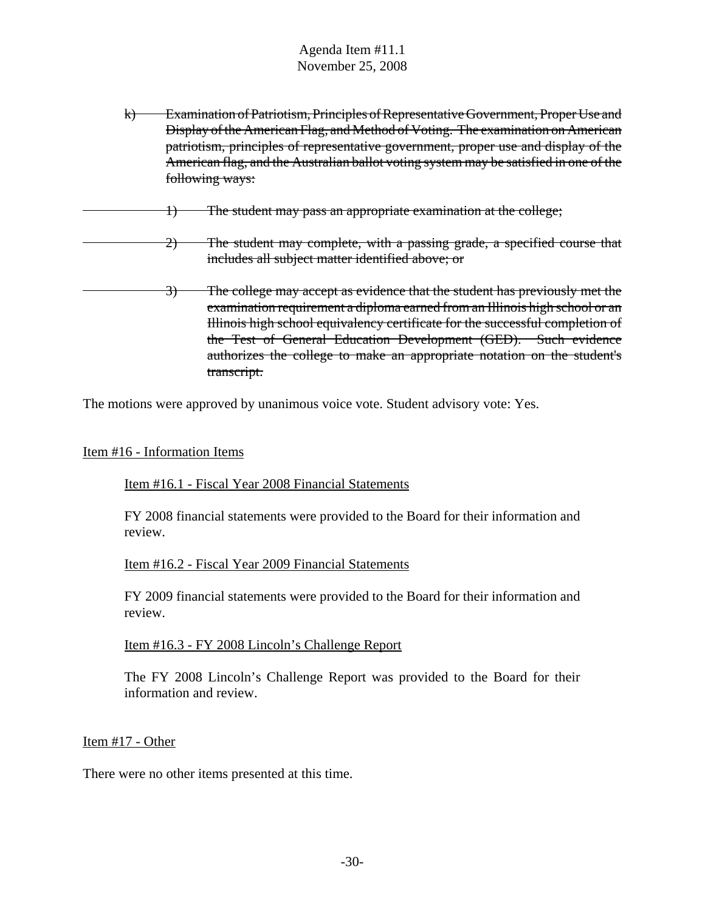~~k) Examination of Patriotism, Principles of Representative Government, Proper Use and Display of the American Flag, and Method of Voting. The examination on American patriotism, principles of representative government, proper use and display of the American flag, and the Australian ballot voting system may be satisfied in one of the following ways:~~

~~1) The student may pass an appropriate examination at the college;~~

~~2) The student may complete, with a passing grade, a specified course that includes all subject matter identified above; or~~

~~3) The college may accept as evidence that the student has previously met the examination requirement a diploma earned from an Illinois high school or an Illinois high school equivalency certificate for the successful completion of the Test of General Education Development (GED). Such evidence authorizes the college to make an appropriate notation on the student's transcript.~~

The motions were approved by unanimous voice vote. Student advisory vote: Yes.

Item #16 - Information Items

Item #16.1 - Fiscal Year 2008 Financial Statements

FY 2008 financial statements were provided to the Board for their information and review.

Item #16.2 - Fiscal Year 2009 Financial Statements

FY 2009 financial statements were provided to the Board for their information and review.

Item #16.3 - FY 2008 Lincoln's Challenge Report

The FY 2008 Lincoln's Challenge Report was provided to the Board for their information and review.

Item #17 - Other

There were no other items presented at this time.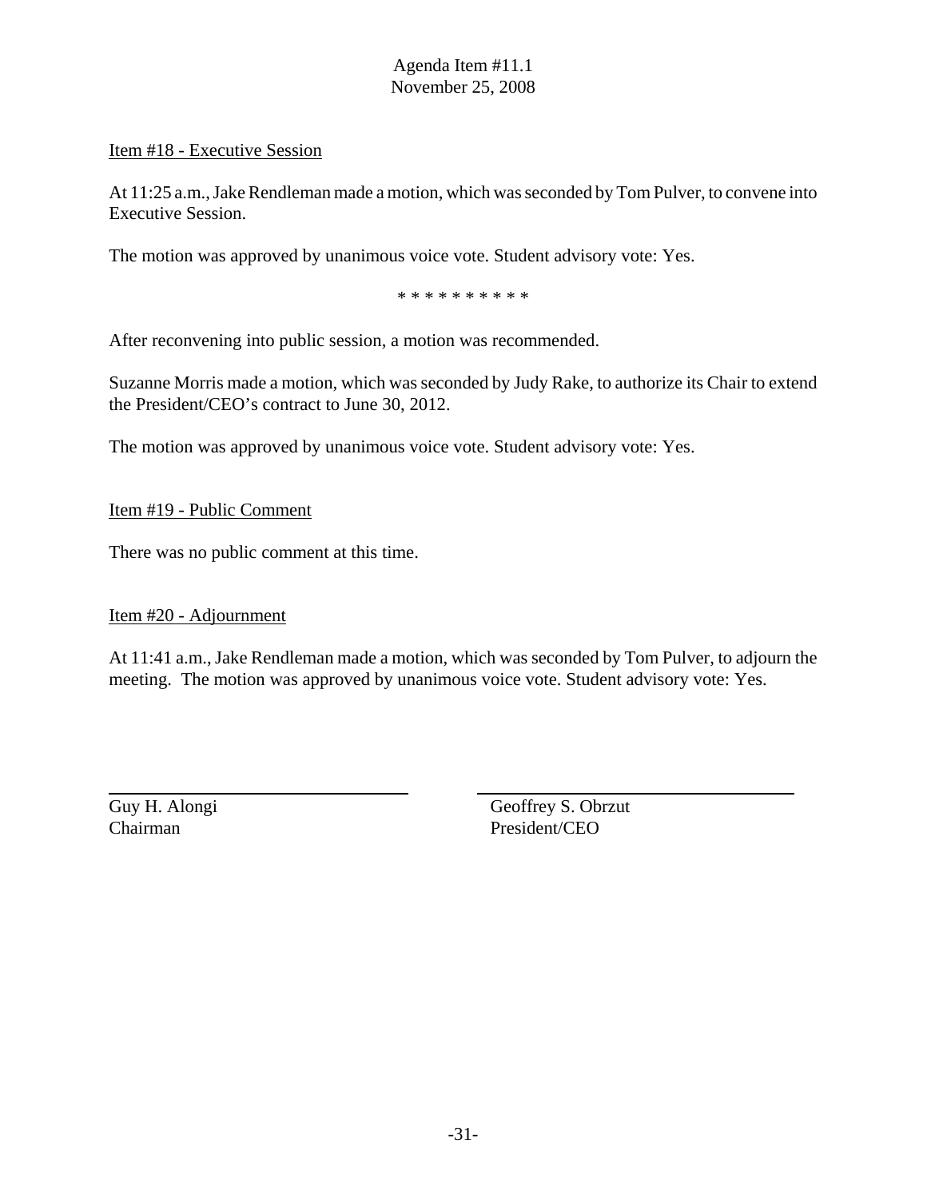Agenda Item #11.1
November 25, 2008

Item #18 - Executive Session

At 11:25 a.m., Jake Rendleman made a motion, which was seconded by Tom Pulver, to convene into Executive Session.

The motion was approved by unanimous voice vote. Student advisory vote: Yes.

* * * * * * * * * *

After reconvening into public session, a motion was recommended.

Suzanne Morris made a motion, which was seconded by Judy Rake, to authorize its Chair to extend the President/CEO's contract to June 30, 2012.

The motion was approved by unanimous voice vote. Student advisory vote: Yes.

Item #19 - Public Comment

There was no public comment at this time.

Item #20 - Adjournment

At 11:41 a.m., Jake Rendleman made a motion, which was seconded by Tom Pulver, to adjourn the meeting. The motion was approved by unanimous voice vote. Student advisory vote: Yes.

| | |
|---|---|
| Guy H. Alongi<br>Chairman | Geoffrey S. Obrzut<br>President/CEO |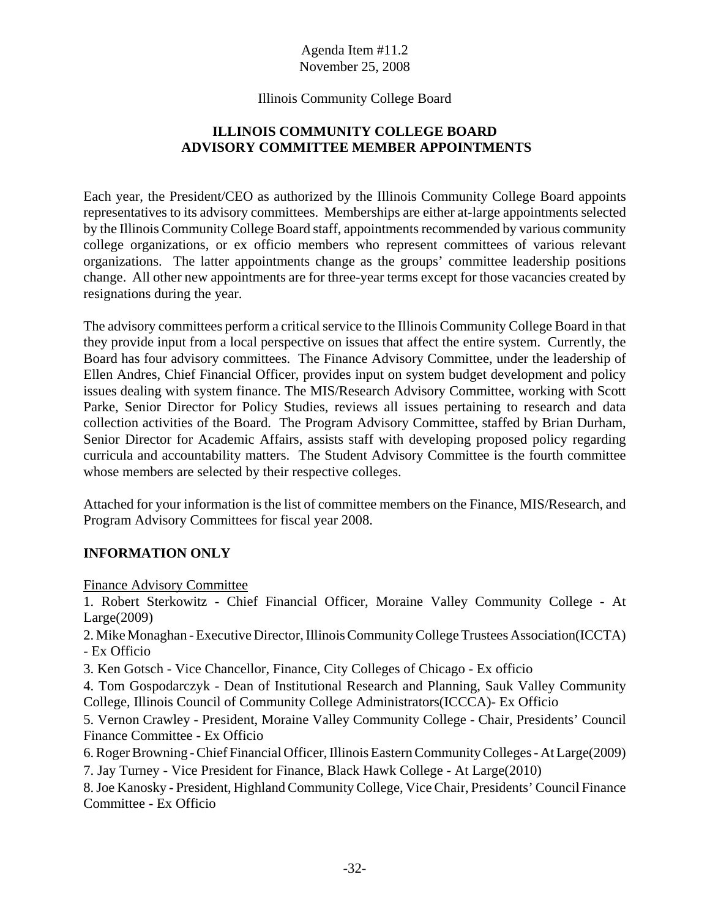Agenda Item #11.2
November 25, 2008

Illinois Community College Board

# ILLINOIS COMMUNITY COLLEGE BOARD ADVISORY COMMITTEE MEMBER APPOINTMENTS

Each year, the President/CEO as authorized by the Illinois Community College Board appoints representatives to its advisory committees. Memberships are either at-large appointments selected by the Illinois Community College Board staff, appointments recommended by various community college organizations, or ex officio members who represent committees of various relevant organizations. The latter appointments change as the groups' committee leadership positions change. All other new appointments are for three-year terms except for those vacancies created by resignations during the year.

The advisory committees perform a critical service to the Illinois Community College Board in that they provide input from a local perspective on issues that affect the entire system. Currently, the Board has four advisory committees. The Finance Advisory Committee, under the leadership of Ellen Andres, Chief Financial Officer, provides input on system budget development and policy issues dealing with system finance. The MIS/Research Advisory Committee, working with Scott Parke, Senior Director for Policy Studies, reviews all issues pertaining to research and data collection activities of the Board. The Program Advisory Committee, staffed by Brian Durham, Senior Director for Academic Affairs, assists staff with developing proposed policy regarding curricula and accountability matters. The Student Advisory Committee is the fourth committee whose members are selected by their respective colleges.

Attached for your information is the list of committee members on the Finance, MIS/Research, and Program Advisory Committees for fiscal year 2008.

## INFORMATION ONLY

Finance Advisory Committee

1. Robert Sterkowitz - Chief Financial Officer, Moraine Valley Community College - At Large(2009)
2. Mike Monaghan - Executive Director, Illinois Community College Trustees Association(ICCTA) - Ex Officio
3. Ken Gotsch - Vice Chancellor, Finance, City Colleges of Chicago - Ex officio
4. Tom Gospodarczyk - Dean of Institutional Research and Planning, Sauk Valley Community College, Illinois Council of Community College Administrators(ICCCA)- Ex Officio
5. Vernon Crawley - President, Moraine Valley Community College - Chair, Presidents' Council Finance Committee - Ex Officio
6. Roger Browning - Chief Financial Officer, Illinois Eastern Community Colleges - At Large(2009)
7. Jay Turney - Vice President for Finance, Black Hawk College - At Large(2010)
8. Joe Kanosky - President, Highland Community College, Vice Chair, Presidents' Council Finance Committee - Ex Officio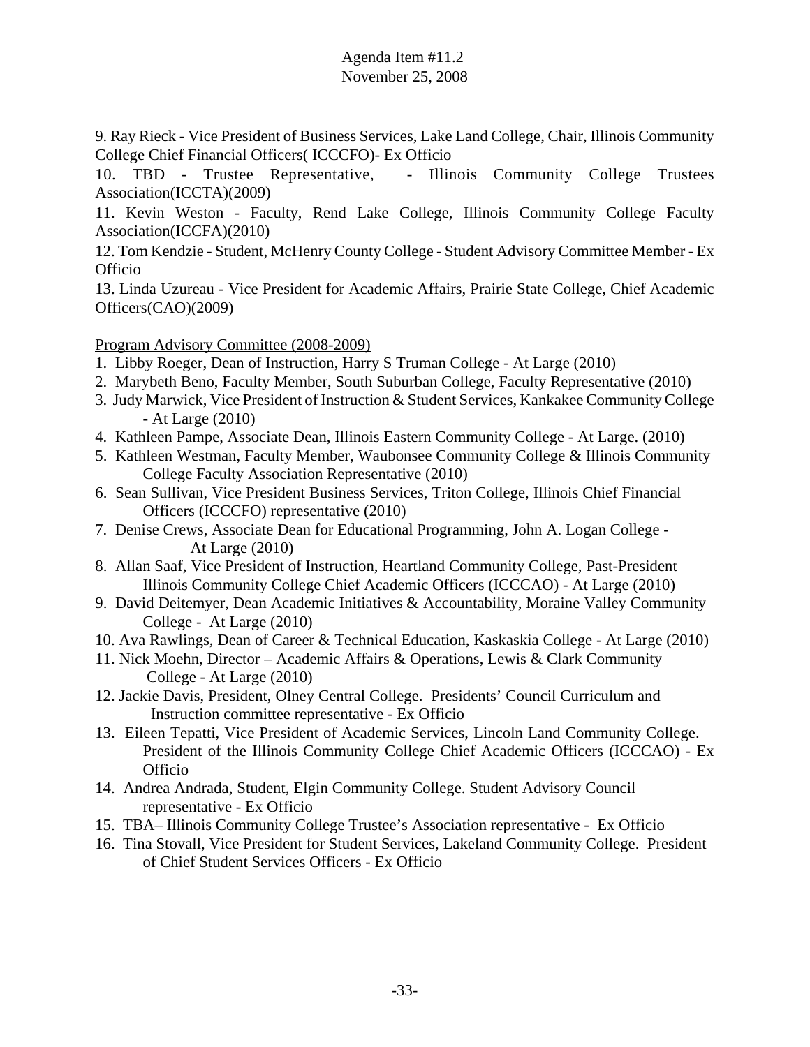9. Ray Rieck - Vice President of Business Services, Lake Land College, Chair, Illinois Community College Chief Financial Officers( ICCCFO)- Ex Officio

10. TBD - Trustee Representative, - Illinois Community College Trustees Association(ICCTA)(2009)

11. Kevin Weston - Faculty, Rend Lake College, Illinois Community College Faculty Association(ICCFA)(2010)

12. Tom Kendzie - Student, McHenry County College - Student Advisory Committee Member - Ex Officio

13. Linda Uzureau - Vice President for Academic Affairs, Prairie State College, Chief Academic Officers(CAO)(2009)

Program Advisory Committee (2008-2009)

1. Libby Roeger, Dean of Instruction, Harry S Truman College - At Large (2010)
2. Marybeth Beno, Faculty Member, South Suburban College, Faculty Representative (2010)
3. Judy Marwick, Vice President of Instruction & Student Services, Kankakee Community College - At Large (2010)
4. Kathleen Pampe, Associate Dean, Illinois Eastern Community College - At Large. (2010)
5. Kathleen Westman, Faculty Member, Waubonsee Community College & Illinois Community College Faculty Association Representative (2010)
6. Sean Sullivan, Vice President Business Services, Triton College, Illinois Chief Financial Officers (ICCCFO) representative (2010)
7. Denise Crews, Associate Dean for Educational Programming, John A. Logan College - At Large (2010)
8. Allan Saaf, Vice President of Instruction, Heartland Community College, Past-President Illinois Community College Chief Academic Officers (ICCCAO) - At Large (2010)
9. David Deitemyer, Dean Academic Initiatives & Accountability, Moraine Valley Community College - At Large (2010)
10. Ava Rawlings, Dean of Career & Technical Education, Kaskaskia College - At Large (2010)
11. Nick Moehn, Director – Academic Affairs & Operations, Lewis & Clark Community College - At Large (2010)
12. Jackie Davis, President, Olney Central College. Presidents' Council Curriculum and Instruction committee representative - Ex Officio
13. Eileen Tepatti, Vice President of Academic Services, Lincoln Land Community College. President of the Illinois Community College Chief Academic Officers (ICCCAO) - Ex Officio
14. Andrea Andrada, Student, Elgin Community College. Student Advisory Council representative - Ex Officio
15. TBA– Illinois Community College Trustee's Association representative - Ex Officio
16. Tina Stovall, Vice President for Student Services, Lakeland Community College. President of Chief Student Services Officers - Ex Officio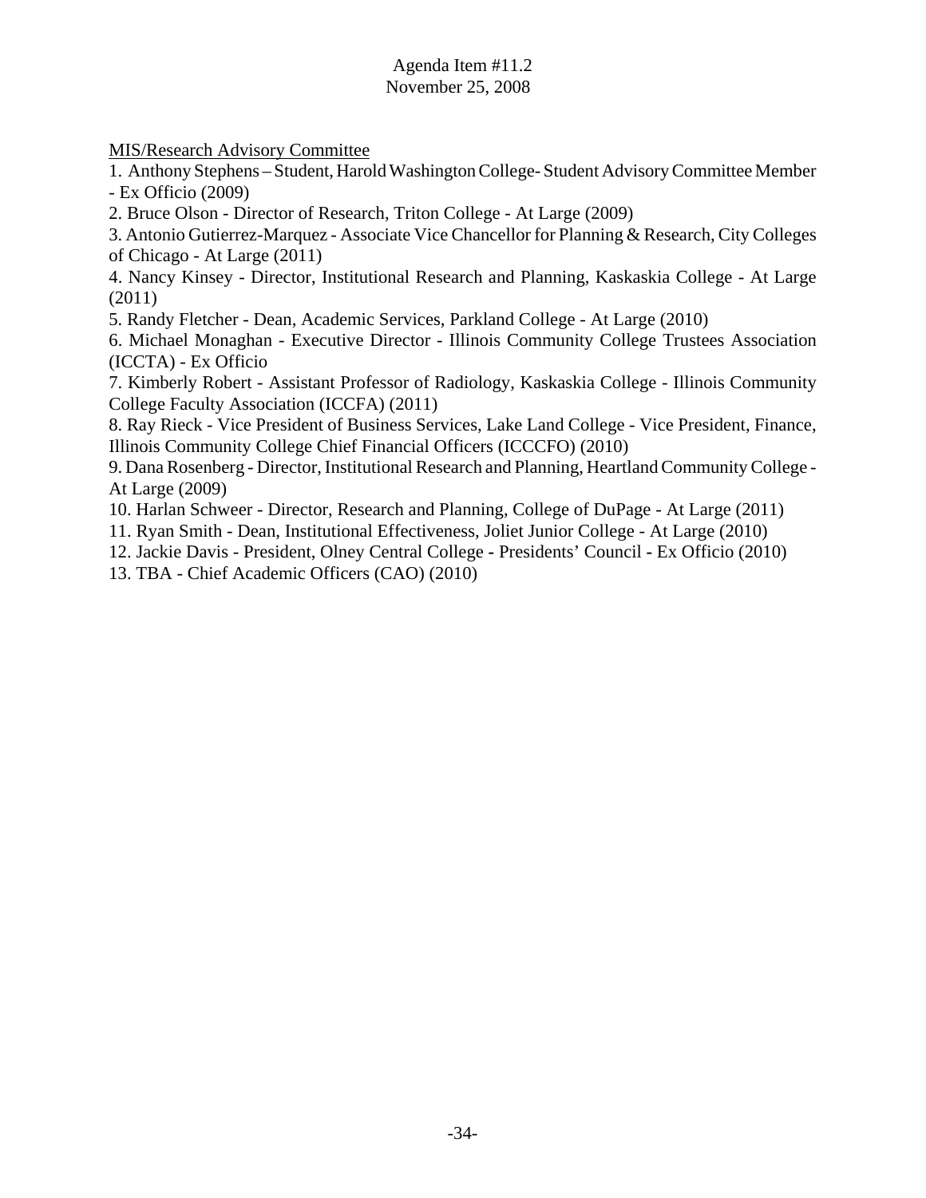Agenda Item #11.2
November 25, 2008

MIS/Research Advisory Committee

1. Anthony Stephens – Student, Harold Washington College- Student Advisory Committee Member - Ex Officio (2009)
2. Bruce Olson - Director of Research, Triton College - At Large (2009)
3. Antonio Gutierrez-Marquez - Associate Vice Chancellor for Planning & Research, City Colleges of Chicago - At Large (2011)
4. Nancy Kinsey - Director, Institutional Research and Planning, Kaskaskia College - At Large (2011)
5. Randy Fletcher - Dean, Academic Services, Parkland College - At Large (2010)
6. Michael Monaghan - Executive Director - Illinois Community College Trustees Association (ICCTA) - Ex Officio
7. Kimberly Robert - Assistant Professor of Radiology, Kaskaskia College - Illinois Community College Faculty Association (ICCFA) (2011)
8. Ray Rieck - Vice President of Business Services, Lake Land College - Vice President, Finance, Illinois Community College Chief Financial Officers (ICCCFO) (2010)
9. Dana Rosenberg - Director, Institutional Research and Planning, Heartland Community College - At Large (2009)
10. Harlan Schweer - Director, Research and Planning, College of DuPage - At Large (2011)
11. Ryan Smith - Dean, Institutional Effectiveness, Joliet Junior College - At Large (2010)
12. Jackie Davis - President, Olney Central College - Presidents' Council - Ex Officio (2010)
13. TBA - Chief Academic Officers (CAO) (2010)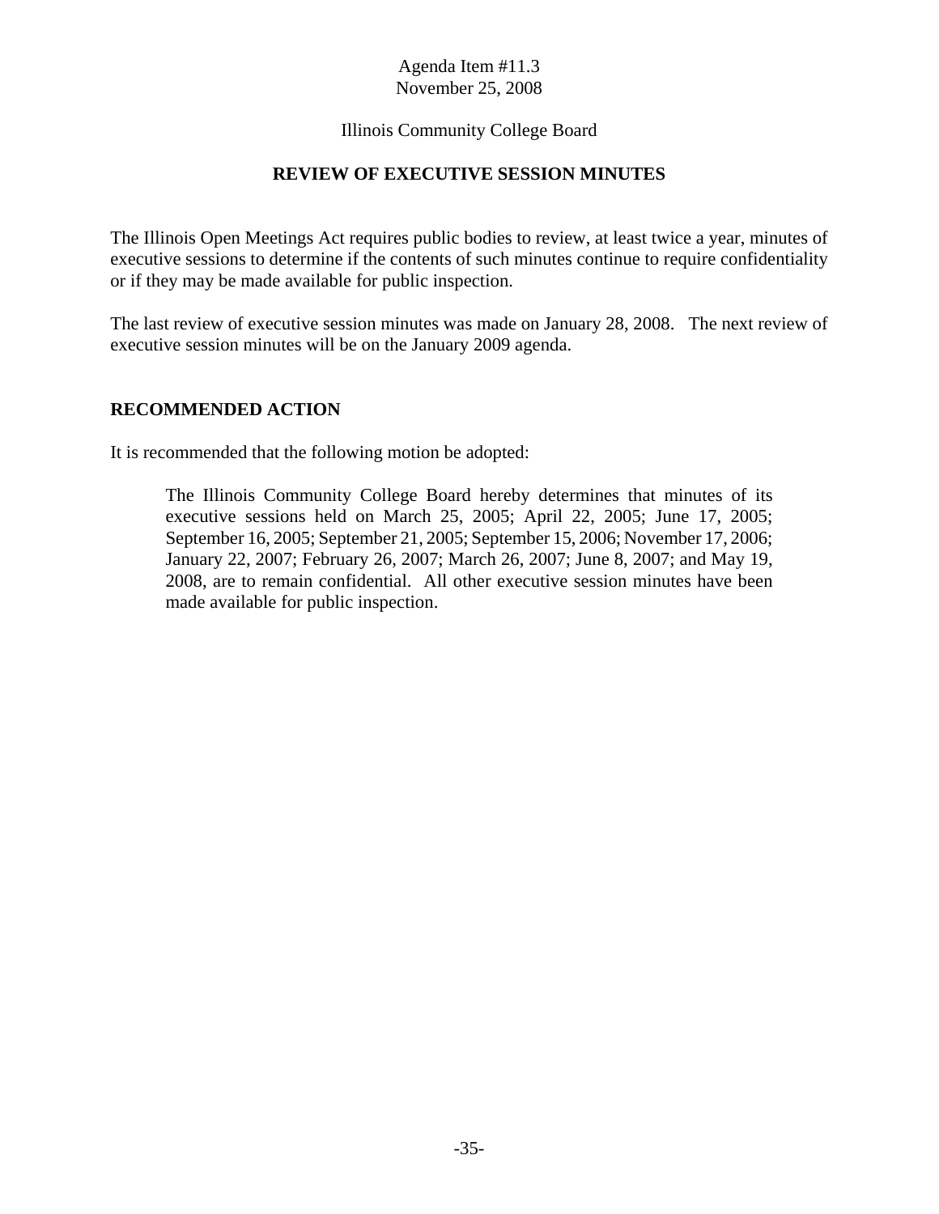Agenda Item #11.3
November 25, 2008

Illinois Community College Board

## REVIEW OF EXECUTIVE SESSION MINUTES

The Illinois Open Meetings Act requires public bodies to review, at least twice a year, minutes of executive sessions to determine if the contents of such minutes continue to require confidentiality or if they may be made available for public inspection.

The last review of executive session minutes was made on January 28, 2008. The next review of executive session minutes will be on the January 2009 agenda.

### RECOMMENDED ACTION

It is recommended that the following motion be adopted:

> The Illinois Community College Board hereby determines that minutes of its executive sessions held on March 25, 2005; April 22, 2005; June 17, 2005; September 16, 2005; September 21, 2005; September 15, 2006; November 17, 2006; January 22, 2007; February 26, 2007; March 26, 2007; June 8, 2007; and May 19, 2008, are to remain confidential. All other executive session minutes have been made available for public inspection.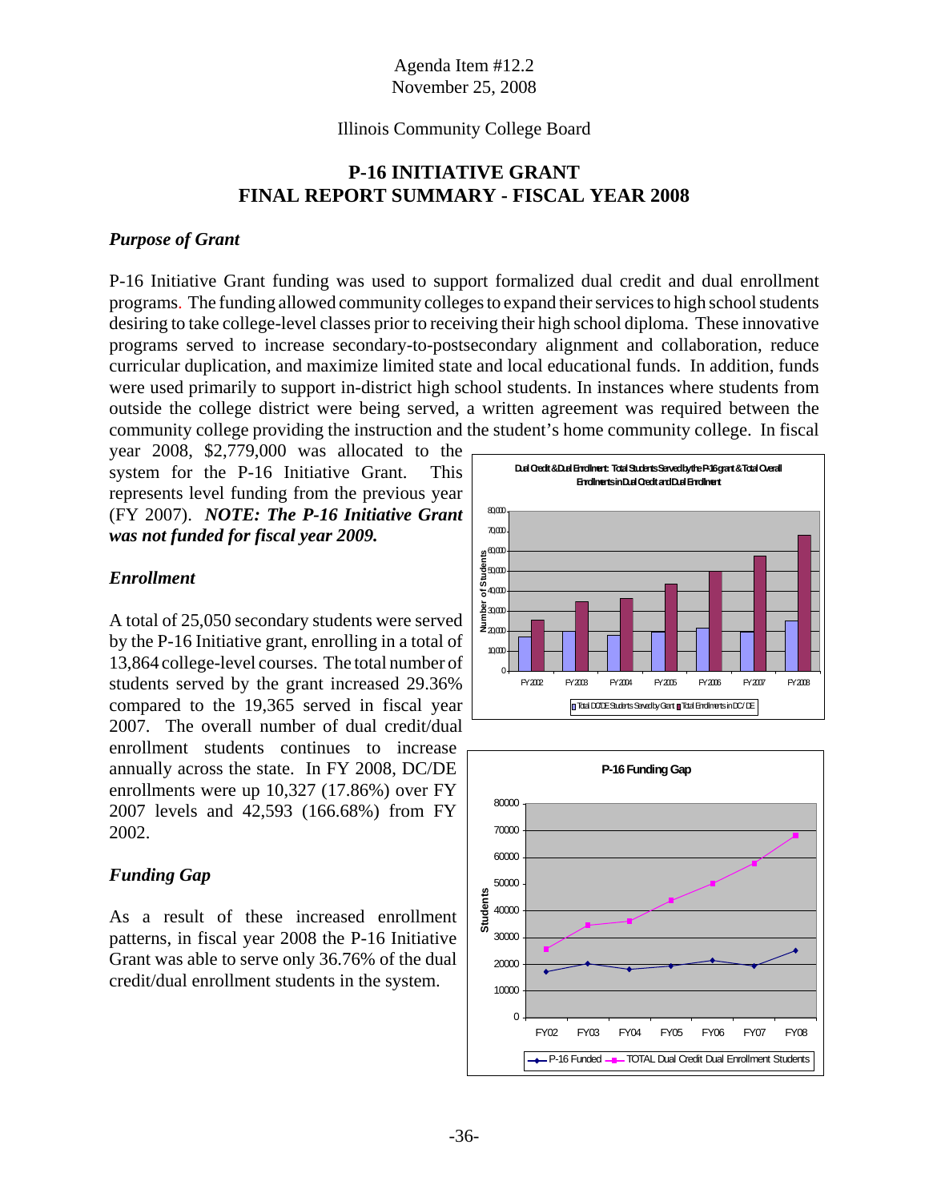Agenda Item #12.2
November 25, 2008

Illinois Community College Board

## P-16 INITIATIVE GRANT
## FINAL REPORT SUMMARY - FISCAL YEAR 2008

### *Purpose of Grant*

P-16 Initiative Grant funding was used to support formalized dual credit and dual enrollment programs. The funding allowed community colleges to expand their services to high school students desiring to take college-level classes prior to receiving their high school diploma. These innovative programs served to increase secondary-to-postsecondary alignment and collaboration, reduce curricular duplication, and maximize limited state and local educational funds. In addition, funds were used primarily to support in-district high school students. In instances where students from outside the college district were being served, a written agreement was required between the community college providing the instruction and the student's home community college. In fiscal year 2008, $2,779,000 was allocated to the system for the P-16 Initiative Grant. This represents level funding from the previous year (FY 2007). ***NOTE: The P-16 Initiative Grant was not funded for fiscal year 2009.***

### *Enrollment*

A total of 25,050 secondary students were served by the P-16 Initiative grant, enrolling in a total of 13,864 college-level courses. The total number of students served by the grant increased 29.36% compared to the 19,365 served in fiscal year 2007. The overall number of dual credit/dual enrollment students continues to increase annually across the state. In FY 2008, DC/DE enrollments were up 10,327 (17.86%) over FY 2007 levels and 42,593 (166.68%) from FY 2002.

### *Funding Gap*

As a result of these increased enrollment patterns, in fiscal year 2008 the P-16 Initiative Grant was able to serve only 36.76% of the dual credit/dual enrollment students in the system.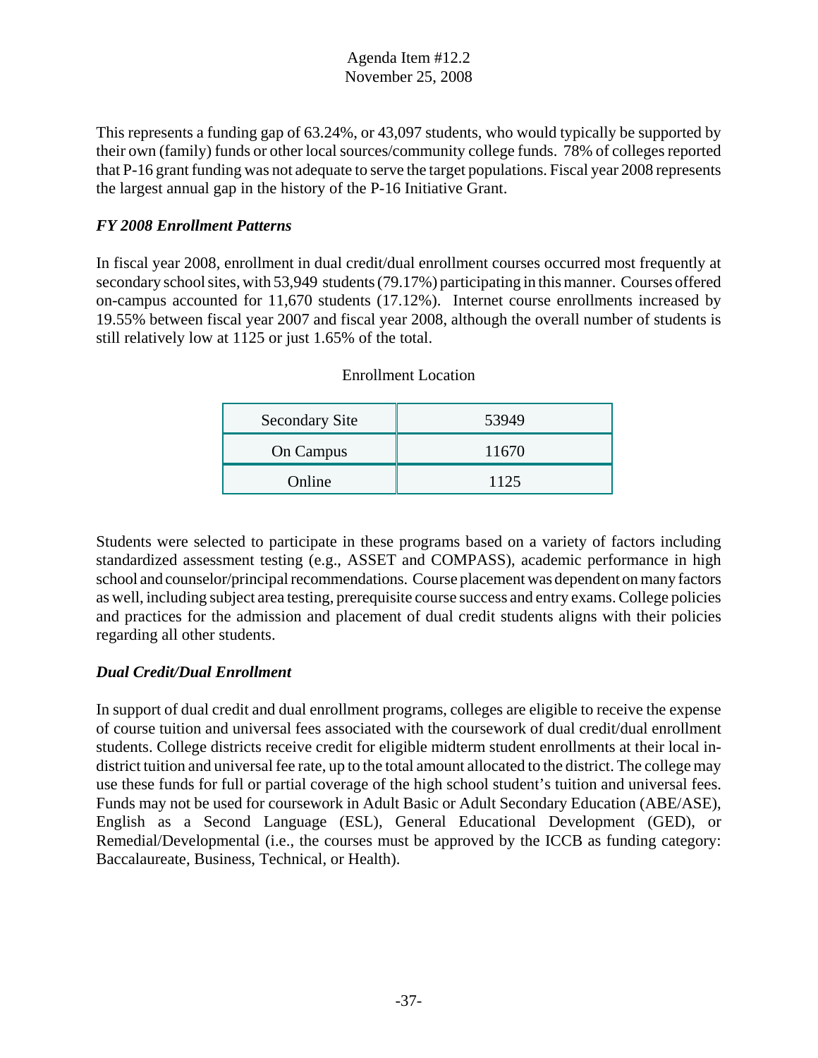This represents a funding gap of 63.24%, or 43,097 students, who would typically be supported by their own (family) funds or other local sources/community college funds. 78% of colleges reported that P-16 grant funding was not adequate to serve the target populations. Fiscal year 2008 represents the largest annual gap in the history of the P-16 Initiative Grant.

***FY 2008 Enrollment Patterns***

In fiscal year 2008, enrollment in dual credit/dual enrollment courses occurred most frequently at secondary school sites, with 53,949 students (79.17%) participating in this manner. Courses offered on-campus accounted for 11,670 students (17.12%). Internet course enrollments increased by 19.55% between fiscal year 2007 and fiscal year 2008, although the overall number of students is still relatively low at 1125 or just 1.65% of the total.

Enrollment Location

| | |
|---|---|
| Secondary Site | 53949 |
| On Campus | 11670 |
| Online | 1125 |

Students were selected to participate in these programs based on a variety of factors including standardized assessment testing (e.g., ASSET and COMPASS), academic performance in high school and counselor/principal recommendations. Course placement was dependent on many factors as well, including subject area testing, prerequisite course success and entry exams. College policies and practices for the admission and placement of dual credit students aligns with their policies regarding all other students.

***Dual Credit/Dual Enrollment***

In support of dual credit and dual enrollment programs, colleges are eligible to receive the expense of course tuition and universal fees associated with the coursework of dual credit/dual enrollment students. College districts receive credit for eligible midterm student enrollments at their local in-district tuition and universal fee rate, up to the total amount allocated to the district. The college may use these funds for full or partial coverage of the high school student's tuition and universal fees. Funds may not be used for coursework in Adult Basic or Adult Secondary Education (ABE/ASE), English as a Second Language (ESL), General Educational Development (GED), or Remedial/Developmental (i.e., the courses must be approved by the ICCB as funding category: Baccalaureate, Business, Technical, or Health).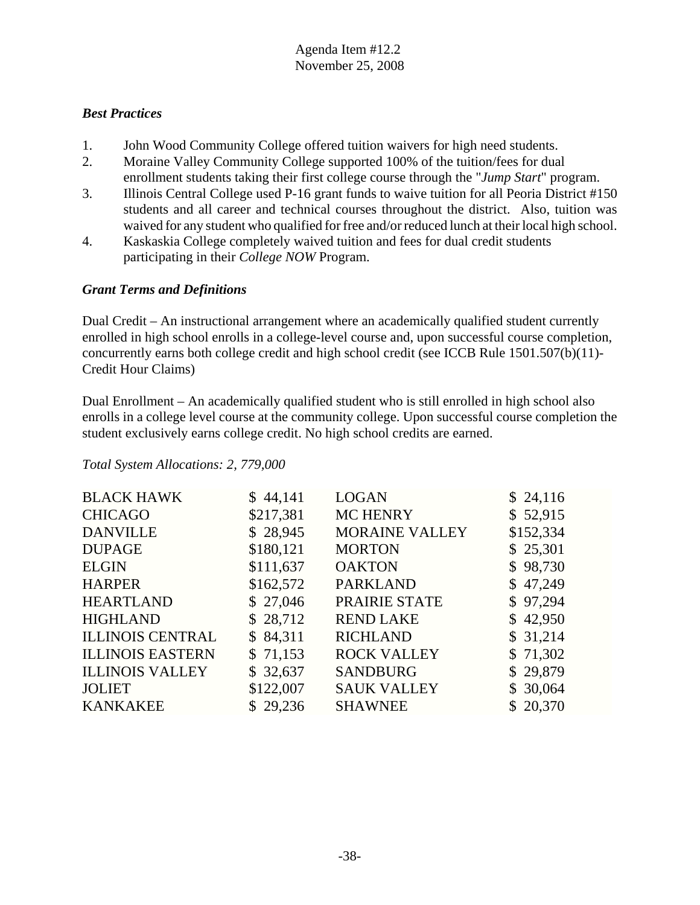Agenda Item #12.2
November 25, 2008

***Best Practices***

1. John Wood Community College offered tuition waivers for high need students.
2. Moraine Valley Community College supported 100% of the tuition/fees for dual enrollment students taking their first college course through the "*Jump Start*" program.
3. Illinois Central College used P-16 grant funds to waive tuition for all Peoria District #150 students and all career and technical courses throughout the district. Also, tuition was waived for any student who qualified for free and/or reduced lunch at their local high school.
4. Kaskaskia College completely waived tuition and fees for dual credit students participating in their *College NOW* Program.

***Grant Terms and Definitions***

Dual Credit – An instructional arrangement where an academically qualified student currently enrolled in high school enrolls in a college-level course and, upon successful course completion, concurrently earns both college credit and high school credit (see ICCB Rule 1501.507(b)(11)- Credit Hour Claims)

Dual Enrollment – An academically qualified student who is still enrolled in high school also enrolls in a college level course at the community college. Upon successful course completion the student exclusively earns college credit. No high school credits are earned.

*Total System Allocations: 2, 779,000*

| | | | |
|---|---|---|---|
| BLACK HAWK | $ 44,141 | LOGAN | $ 24,116 |
| CHICAGO | $217,381 | MC HENRY | $ 52,915 |
| DANVILLE | $ 28,945 | MORAINE VALLEY | $152,334 |
| DUPAGE | $180,121 | MORTON | $ 25,301 |
| ELGIN | $111,637 | OAKTON | $ 98,730 |
| HARPER | $162,572 | PARKLAND | $ 47,249 |
| HEARTLAND | $ 27,046 | PRAIRIE STATE | $ 97,294 |
| HIGHLAND | $ 28,712 | REND LAKE | $ 42,950 |
| ILLINOIS CENTRAL | $ 84,311 | RICHLAND | $ 31,214 |
| ILLINOIS EASTERN | $ 71,153 | ROCK VALLEY | $ 71,302 |
| ILLINOIS VALLEY | $ 32,637 | SANDBURG | $ 29,879 |
| JOLIET | $122,007 | SAUK VALLEY | $ 30,064 |
| KANKAKEE | $ 29,236 | SHAWNEE | $ 20,370 |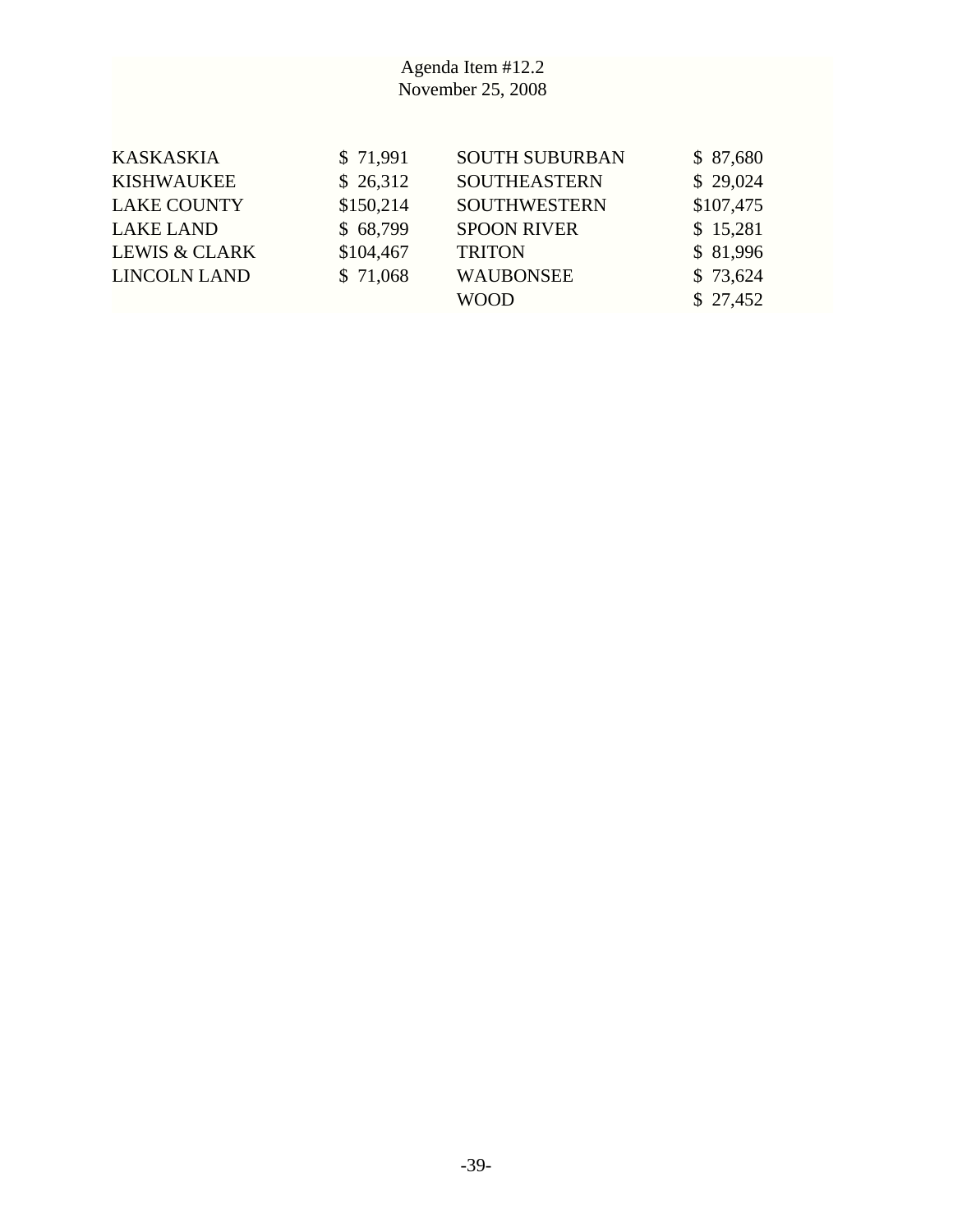Agenda Item #12.2
November 25, 2008

| | | | |
|---|---|---|---|
| KASKASKIA | $ 71,991 | SOUTH SUBURBAN | $ 87,680 |
| KISHWAUKEE | $ 26,312 | SOUTHEASTERN | $ 29,024 |
| LAKE COUNTY | $150,214 | SOUTHWESTERN | $107,475 |
| LAKE LAND | $ 68,799 | SPOON RIVER | $ 15,281 |
| LEWIS & CLARK | $104,467 | TRITON | $ 81,996 |
| LINCOLN LAND | $ 71,068 | WAUBONSEE | $ 73,624 |
| | | WOOD | $ 27,452 |